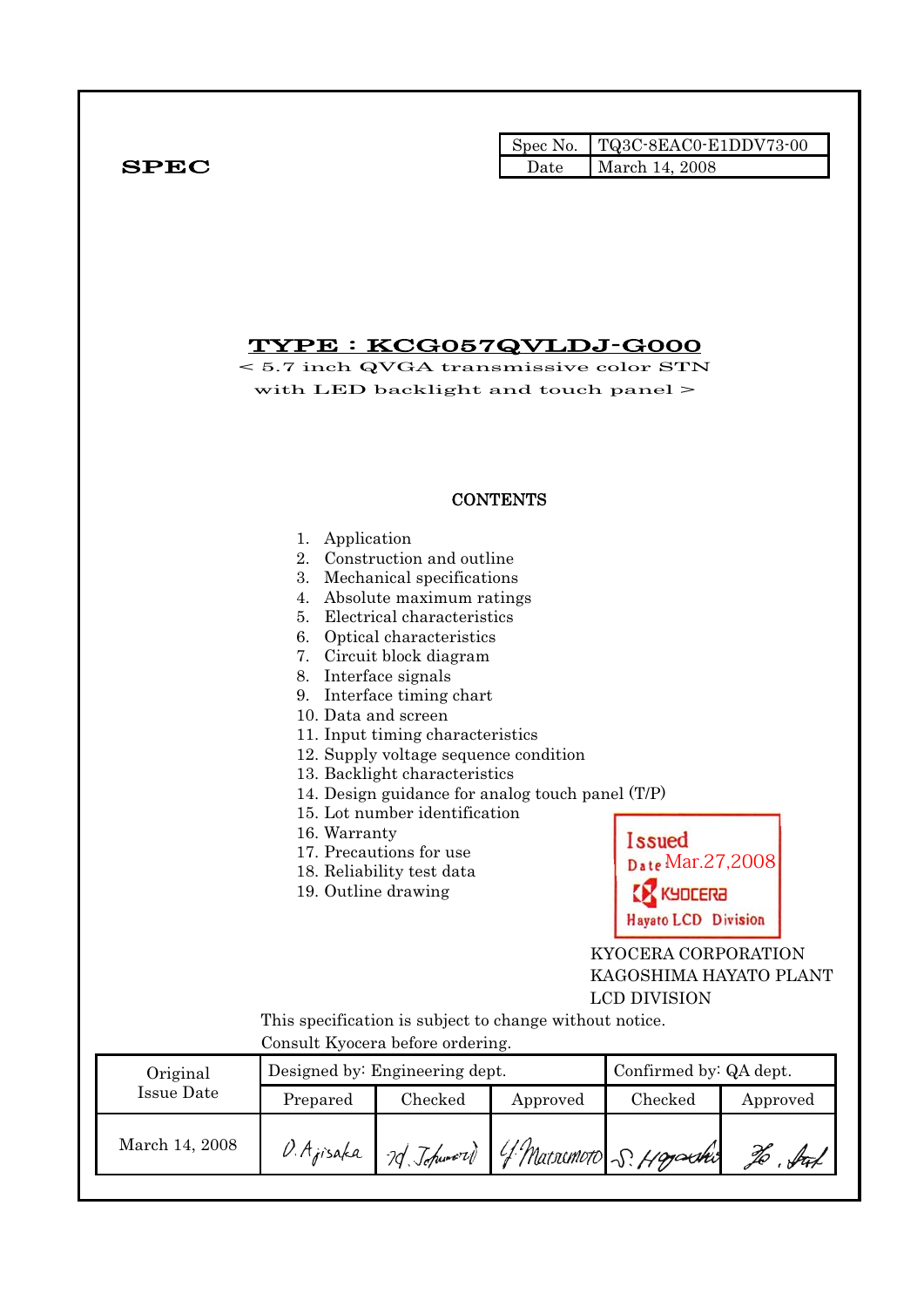**SPEC**

| Spec No. | TQ3C-8EAC0-E1DDV73-00 |
|---|---|
| Date | March 14, 2008 |

# TYPE : KCG057QVLDJ-G000

< 5.7 inch QVGA transmissive color STN
with LED backlight and touch panel >

## CONTENTS

1. Application
2. Construction and outline
3. Mechanical specifications
4. Absolute maximum ratings
5. Electrical characteristics
6. Optical characteristics
7. Circuit block diagram
8. Interface signals
9. Interface timing chart
10. Data and screen
11. Input timing characteristics
12. Supply voltage sequence condition
13. Backlight characteristics
14. Design guidance for analog touch panel (T/P)
15. Lot number identification
16. Warranty
17. Precautions for use
18. Reliability test data
19. Outline drawing

Issued
Date Mar.27,2008
KYOCERA
Hayato LCD Division

KYOCERA CORPORATION
KAGOSHIMA HAYATO PLANT
LCD DIVISION

This specification is subject to change without notice.
Consult Kyocera before ordering.

| Original Issue Date | Designed by: Engineering dept. | | | Confirmed by: QA dept. | |
|---|---|---|---|---|---|
| | Prepared | Checked | Approved | Checked | Approved |
| March 14, 2008 | D. Ajisaka | M. Tokumori | Y. Matsumoto | S. Hayashi | H. Sat |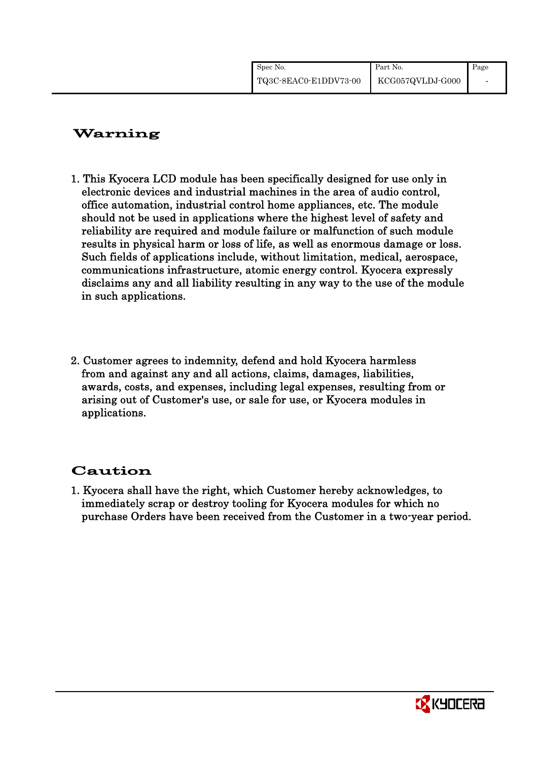## Warning

1. This Kyocera LCD module has been specifically designed for use only in electronic devices and industrial machines in the area of audio control, office automation, industrial control home appliances, etc. The module should not be used in applications where the highest level of safety and reliability are required and module failure or malfunction of such module results in physical harm or loss of life, as well as enormous damage or loss. Such fields of applications include, without limitation, medical, aerospace, communications infrastructure, atomic energy control. Kyocera expressly disclaims any and all liability resulting in any way to the use of the module in such applications.

2. Customer agrees to indemnity, defend and hold Kyocera harmless from and against any and all actions, claims, damages, liabilities, awards, costs, and expenses, including legal expenses, resulting from or arising out of Customer's use, or sale for use, or Kyocera modules in applications.

## Caution

1. Kyocera shall have the right, which Customer hereby acknowledges, to immediately scrap or destroy tooling for Kyocera modules for which no purchase Orders have been received from the Customer in a two-year period.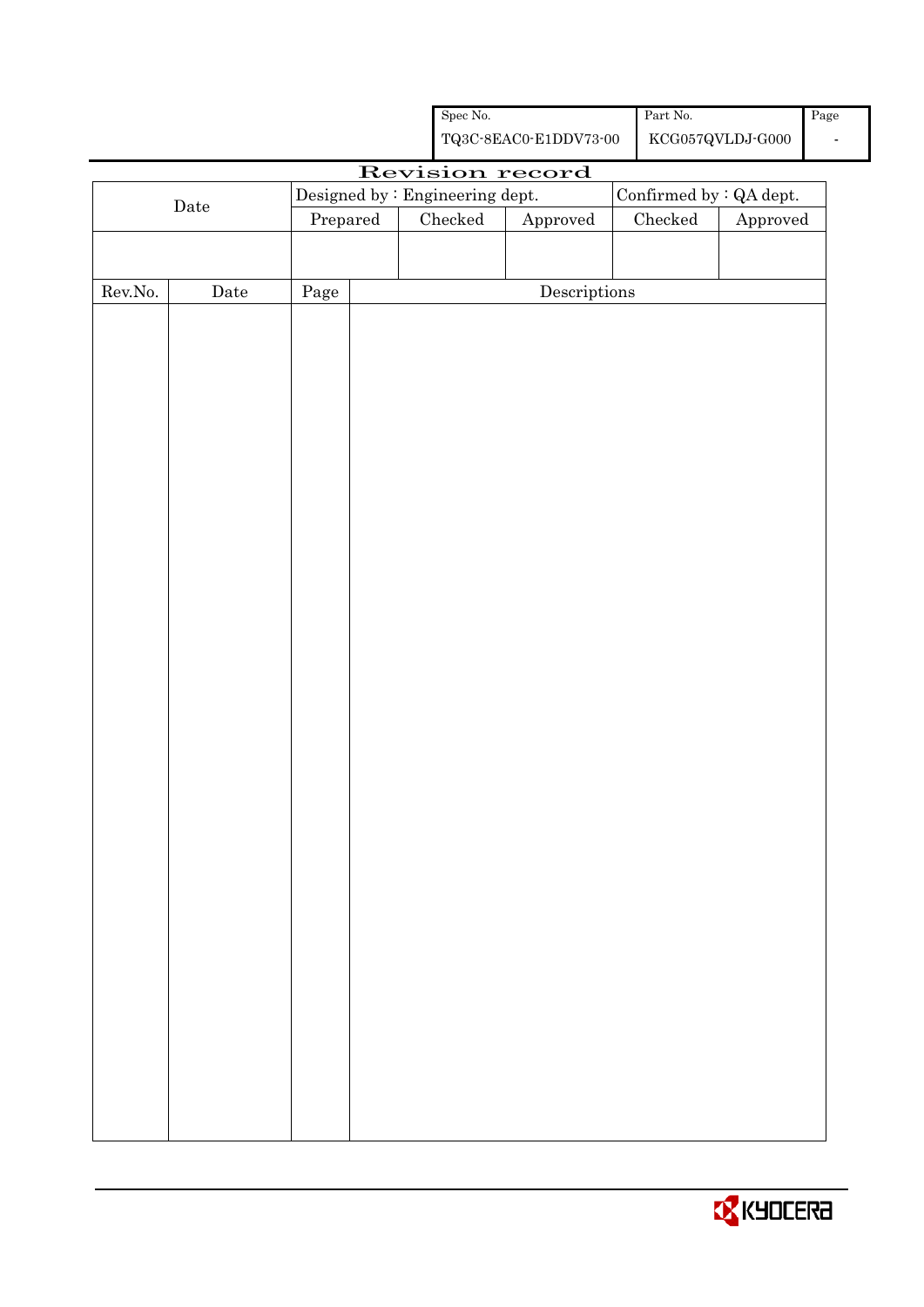| Spec No. | Part No. | Page |
|---|---|---|
| TQ3C-8EAC0-E1DDV73-00 | KCG057QVLDJ-G000 | - |

# Revision record

| Date | Designed by : Engineering dept. | | | Confirmed by : QA dept. | |
|---|---|---|---|---|---|
| | Prepared | Checked | Approved | Checked | Approved |
| | | | | | |

| Rev.No. | Date | Page | Descriptions |
|---|---|---|---|
| | | | |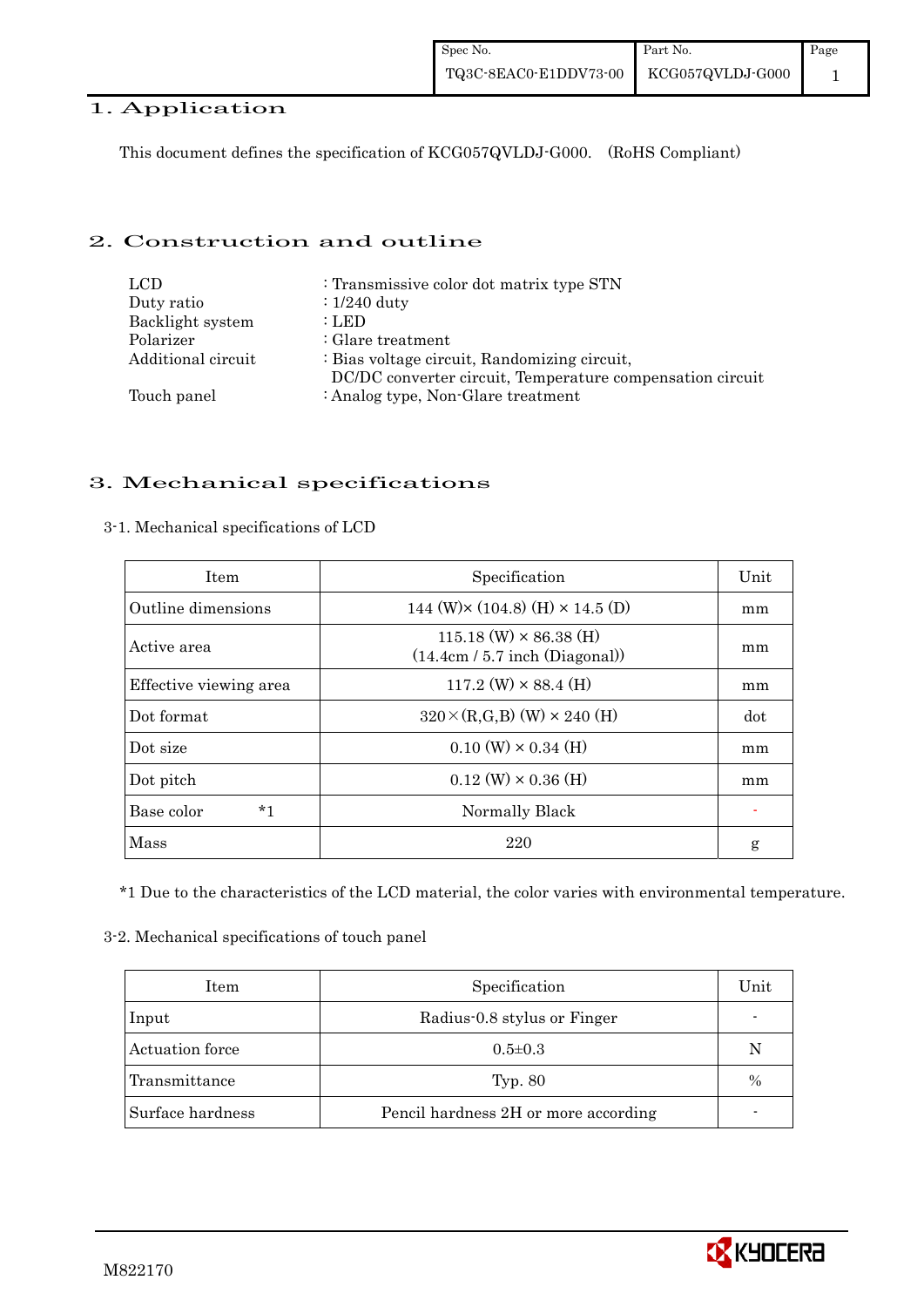# 1. Application

This document defines the specification of KCG057QVLDJ-G000. (RoHS Compliant)

# 2. Construction and outline

| | |
|---|---|
| LCD | : Transmissive color dot matrix type STN |
| Duty ratio | : 1/240 duty |
| Backlight system | : LED |
| Polarizer | : Glare treatment |
| Additional circuit | : Bias voltage circuit, Randomizing circuit, DC/DC converter circuit, Temperature compensation circuit |
| Touch panel | : Analog type, Non-Glare treatment |

# 3. Mechanical specifications

3-1. Mechanical specifications of LCD

| Item | Specification | Unit |
|---|---|---|
| Outline dimensions | 144 (W)× (104.8) (H) × 14.5 (D) | mm |
| Active area | 115.18 (W) × 86.38 (H) (14.4cm / 5.7 inch (Diagonal)) | mm |
| Effective viewing area | 117.2 (W) × 88.4 (H) | mm |
| Dot format | 320×(R,G,B) (W) × 240 (H) | dot |
| Dot size | 0.10 (W) × 0.34 (H) | mm |
| Dot pitch | 0.12 (W) × 0.36 (H) | mm |
| Base color *1 | Normally Black | - |
| Mass | 220 | g |

*1 Due to the characteristics of the LCD material, the color varies with environmental temperature.

3-2. Mechanical specifications of touch panel

| Item | Specification | Unit |
|---|---|---|
| Input | Radius-0.8 stylus or Finger | - |
| Actuation force | 0.5±0.3 | N |
| Transmittance | Typ. 80 | % |
| Surface hardness | Pencil hardness 2H or more according | - |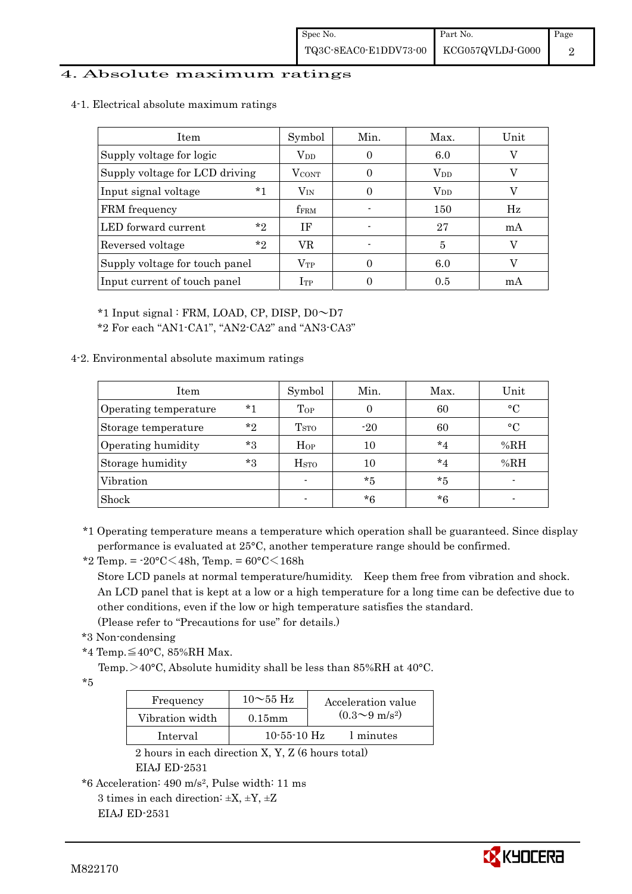# 4. Absolute maximum ratings

## 4-1. Electrical absolute maximum ratings

| Item | | Symbol | Min. | Max. | Unit |
|---|---|---|---|---|---|
| Supply voltage for logic | | $V_{DD}$ | 0 | 6.0 | V |
| Supply voltage for LCD driving | | $V_{CONT}$ | 0 | $V_{DD}$ | V |
| Input signal voltage | *1 | $V_{IN}$ | 0 | $V_{DD}$ | V |
| FRM frequency | | $f_{FRM}$ | - | 150 | Hz |
| LED forward current | *2 | IF | - | 27 | mA |
| Reversed voltage | *2 | VR | - | 5 | V |
| Supply voltage for touch panel | | $V_{TP}$ | 0 | 6.0 | V |
| Input current of touch panel | | $I_{TP}$ | 0 | 0.5 | mA |

*1 Input signal : FRM, LOAD, CP, DISP, D0～D7
*2 For each "AN1-CA1", "AN2-CA2" and "AN3-CA3"

## 4-2. Environmental absolute maximum ratings

| Item | | Symbol | Min. | Max. | Unit |
|---|---|---|---|---|---|
| Operating temperature | *1 | $T_{OP}$ | 0 | 60 | °C |
| Storage temperature | *2 | $T_{STO}$ | -20 | 60 | °C |
| Operating humidity | *3 | $H_{OP}$ | 10 | *4 | %RH |
| Storage humidity | *3 | $H_{STO}$ | 10 | *4 | %RH |
| Vibration | | - | *5 | *5 | - |
| Shock | | - | *6 | *6 | - |

*1 Operating temperature means a temperature which operation shall be guaranteed. Since display performance is evaluated at 25°C, another temperature range should be confirmed.

*2 Temp. = -20°C＜48h, Temp. = 60°C＜168h

Store LCD panels at normal temperature/humidity. Keep them free from vibration and shock. An LCD panel that is kept at a low or a high temperature for a long time can be defective due to other conditions, even if the low or high temperature satisfies the standard.
(Please refer to "Precautions for use" for details.)

*3 Non-condensing

*4 Temp.≦40°C, 85%RH Max.

Temp.＞40°C, Absolute humidity shall be less than 85%RH at 40°C.

*5

| Frequency | 10～55 Hz | Acceleration value ($0.3$～$9\ m/s^2$) |
|---|---|---|
| Vibration width | 0.15mm | |
| Interval | 10-55-10 Hz | 1 minutes |

2 hours in each direction X, Y, Z (6 hours total)
EIAJ ED-2531

*6 Acceleration: 490 $m/s^2$, Pulse width: 11 ms
3 times in each direction: ±X, ±Y, ±Z
EIAJ ED-2531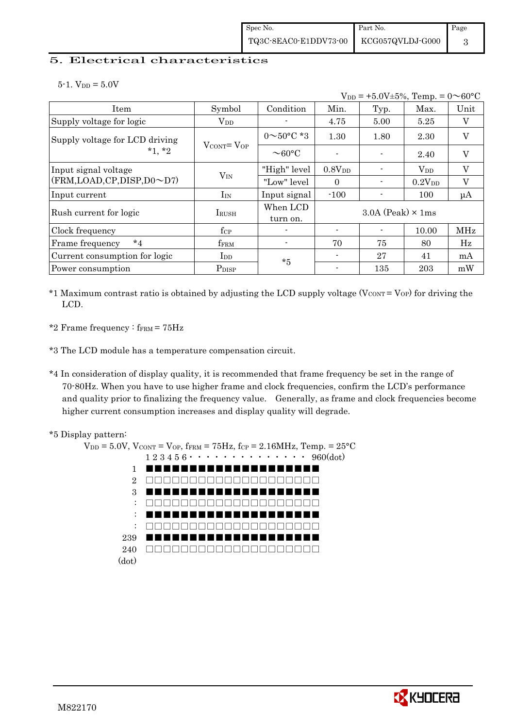## 5. Electrical characteristics

5-1. $V_{DD}$ = 5.0V

$V_{DD}$ = +5.0V±5%, Temp. = 0～60°C

| Item | Symbol | Condition | Min. | Typ. | Max. | Unit |
|---|---|---|---|---|---|---|
| Supply voltage for logic | $V_{DD}$ | - | 4.75 | 5.00 | 5.25 | V |
| Supply voltage for LCD driving *1, *2 | $V_{CONT}$= $V_{OP}$ | 0～50°C *3 | 1.30 | 1.80 | 2.30 | V |
| | | ～60°C | - | - | 2.40 | V |
| Input signal voltage (FRM,LOAD,CP,DISP,D0～D7) | $V_{IN}$ | "High" level | 0.8$V_{DD}$ | - | $V_{DD}$ | V |
| | | "Low" level | 0 | - | 0.2$V_{DD}$ | V |
| Input current | $I_{IN}$ | Input signal | -100 | - | 100 | μA |
| Rush current for logic | $I_{RUSH}$ | When LCD turn on. | 3.0A (Peak) × 1ms | | | |
| Clock frequency | $f_{CP}$ | - | - | - | 10.00 | MHz |
| Frame frequency *4 | $f_{FRM}$ | - | 70 | 75 | 80 | Hz |
| Current consumption for logic | $I_{DD}$ | *5 | - | 27 | 41 | mA |
| Power consumption | $P_{DISP}$ | | - | 135 | 203 | mW |

*1 Maximum contrast ratio is obtained by adjusting the LCD supply voltage ($V_{CONT}$ = $V_{OP}$) for driving the LCD.

*2 Frame frequency : $f_{FRM}$ = 75Hz

*3 The LCD module has a temperature compensation circuit.

*4 In consideration of display quality, it is recommended that frame frequency be set in the range of 70-80Hz. When you have to use higher frame and clock frequencies, confirm the LCD's performance and quality prior to finalizing the frequency value. Generally, as frame and clock frequencies become higher current consumption increases and display quality will degrade.

*5 Display pattern:

$V_{DD}$ = 5.0V, $V_{CONT}$ = $V_{OP}$, $f_{FRM}$ = 75Hz, $f_{CP}$ = 2.16MHz, Temp. = 25°C

```
        1 2 3 4 5 6 · · · · · · · · · · · · · ·  960(dot)
    1   ■■■■■■■■■■■■■■■■■■■■
    2   □□□□□□□□□□□□□□□□□□□□
    3   ■■■■■■■■■■■■■■■■■■■■
    :   □□□□□□□□□□□□□□□□□□□□
    :   ■■■■■■■■■■■■■■■■■■■■
    :   □□□□□□□□□□□□□□□□□□□□
  239   ■■■■■■■■■■■■■■■■■■■■
  240   □□□□□□□□□□□□□□□□□□□□
(dot)
```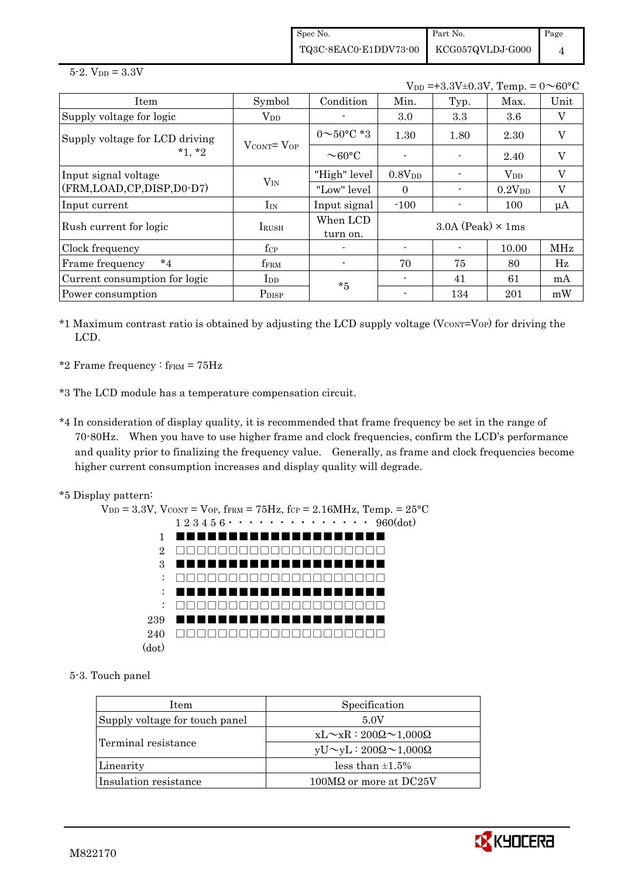5-2. $V_{DD}$ = 3.3V

$V_{DD}$ =+3.3V±0.3V, Temp. = 0～60°C

| Item | Symbol | Condition | Min. | Typ. | Max. | Unit |
|---|---|---|---|---|---|---|
| Supply voltage for logic | $V_{DD}$ | - | 3.0 | 3.3 | 3.6 | V |
| Supply voltage for LCD driving *1, *2 | $V_{CONT}$= $V_{OP}$ | 0～50°C *3 | 1.30 | 1.80 | 2.30 | V |
| | | ～60°C | - | - | 2.40 | V |
| Input signal voltage (FRM,LOAD,CP,DISP,D0-D7) | $V_{IN}$ | "High" level | 0.8$V_{DD}$ | - | $V_{DD}$ | V |
| | | "Low" level | 0 | - | 0.2$V_{DD}$ | V |
| Input current | $I_{IN}$ | Input signal | -100 | - | 100 | μA |
| Rush current for logic | $I_{RUSH}$ | When LCD turn on. | 3.0A (Peak) × 1ms | | | |
| Clock frequency | $f_{CP}$ | - | - | - | 10.00 | MHz |
| Frame frequency *4 | $f_{FRM}$ | - | 70 | 75 | 80 | Hz |
| Current consumption for logic | $I_{DD}$ | *5 | - | 41 | 61 | mA |
| Power consumption | $P_{DISP}$ | | - | 134 | 201 | mW |

*1 Maximum contrast ratio is obtained by adjusting the LCD supply voltage ($V_{CONT}$=$V_{OP}$) for driving the LCD.

*2 Frame frequency : $f_{FRM}$ = 75Hz

*3 The LCD module has a temperature compensation circuit.

*4 In consideration of display quality, it is recommended that frame frequency be set in the range of 70-80Hz. When you have to use higher frame and clock frequencies, confirm the LCD's performance and quality prior to finalizing the frequency value. Generally, as frame and clock frequencies become higher current consumption increases and display quality will degrade.

*5 Display pattern:

$V_{DD}$ = 3.3V, $V_{CONT}$ = $V_{OP}$, $f_{FRM}$ = 75Hz, $f_{CP}$ = 2.16MHz, Temp. = 25°C

```
      1 2 3 4 5 6 · · · · · · · · · · · · · · 960(dot)
  1   ■■■■■■■■■■■■■■■■■■■■
  2   □□□□□□□□□□□□□□□□□□□□
  3   ■■■■■■■■■■■■■■■■■■■■
  :   □□□□□□□□□□□□□□□□□□□□
  :   ■■■■■■■■■■■■■■■■■■■■
  :   □□□□□□□□□□□□□□□□□□□□
239   ■■■■■■■■■■■■■■■■■■■■
240   □□□□□□□□□□□□□□□□□□□□
(dot)
```

5-3. Touch panel

| Item | Specification |
|---|---|
| Supply voltage for touch panel | 5.0V |
| Terminal resistance | xL～xR : 200Ω～1,000Ω |
| | yU～yL : 200Ω～1,000Ω |
| Linearity | less than ±1.5% |
| Insulation resistance | 100MΩ or more at DC25V |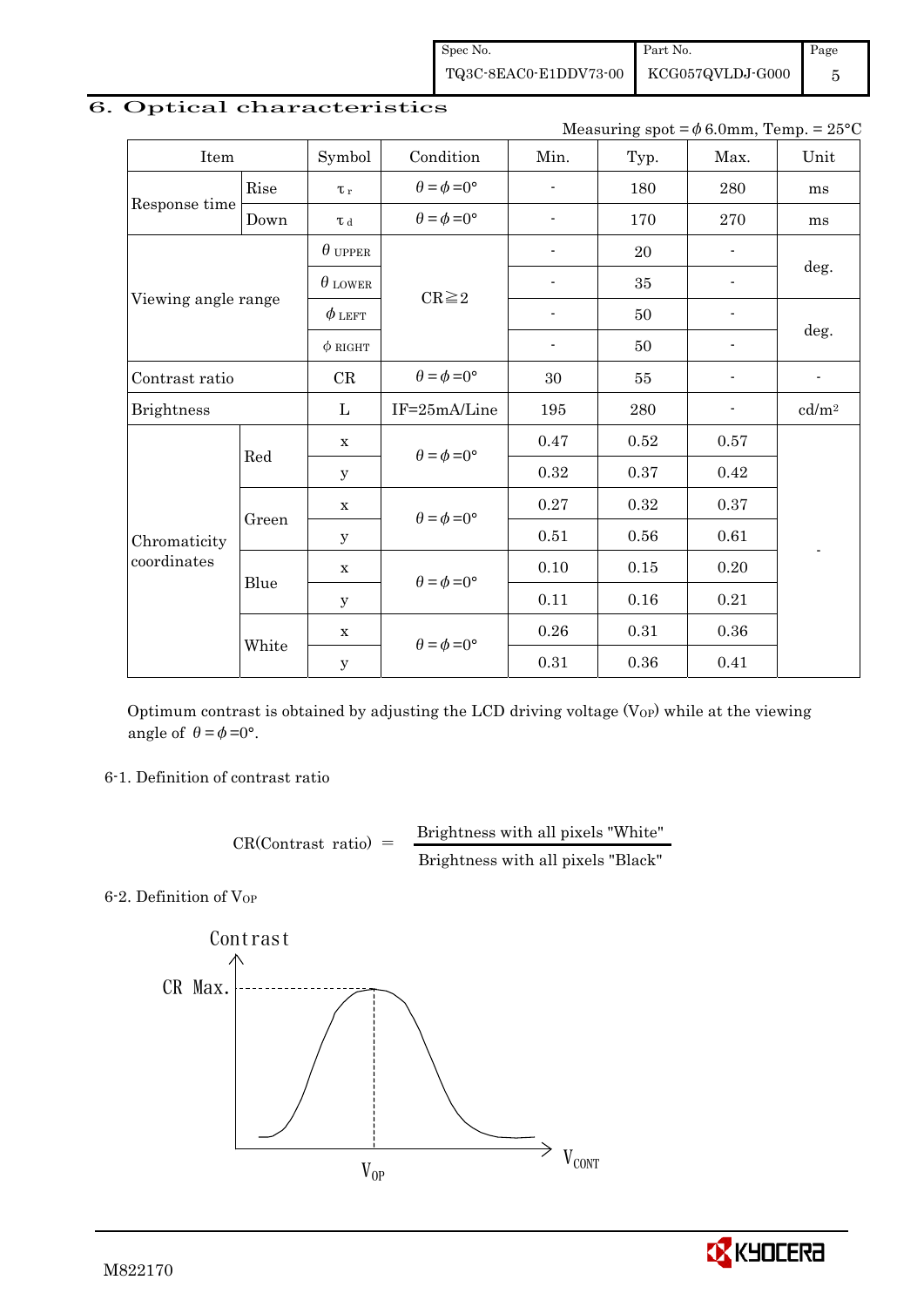## 6. Optical characteristics

Measuring spot = $\phi$ 6.0mm, Temp. = 25°C

| Item | | Symbol | Condition | Min. | Typ. | Max. | Unit |
|---|---|---|---|---|---|---|---|
| Response time | Rise | $\tau_r$ | $\theta=\phi=0°$ | - | 180 | 280 | ms |
| | Down | $\tau_d$ | $\theta=\phi=0°$ | - | 170 | 270 | ms |
| Viewing angle range | | $\theta_{UPPER}$ | CR≧2 | - | 20 | - | deg. |
| | | $\theta_{LOWER}$ | | - | 35 | - | |
| | | $\phi_{LEFT}$ | | - | 50 | - | deg. |
| | | $\phi_{RIGHT}$ | | - | 50 | - | |
| Contrast ratio | | CR | $\theta=\phi=0°$ | 30 | 55 | - | - |
| Brightness | | L | IF=25mA/Line | 195 | 280 | - | cd/m² |
| Chromaticity coordinates | Red | x | $\theta=\phi=0°$ | 0.47 | 0.52 | 0.57 | - |
| | | y | | 0.32 | 0.37 | 0.42 | |
| | Green | x | $\theta=\phi=0°$ | 0.27 | 0.32 | 0.37 | |
| | | y | | 0.51 | 0.56 | 0.61 | |
| | Blue | x | $\theta=\phi=0°$ | 0.10 | 0.15 | 0.20 | |
| | | y | | 0.11 | 0.16 | 0.21 | |
| | White | x | $\theta=\phi=0°$ | 0.26 | 0.31 | 0.36 | |
| | | y | | 0.31 | 0.36 | 0.41 | |

Optimum contrast is obtained by adjusting the LCD driving voltage ($V_{OP}$) while at the viewing angle of $\theta=\phi=0°$.

### 6-1. Definition of contrast ratio

$$CR(\text{Contrast ratio}) = \frac{\text{Brightness with all pixels "White"}}{\text{Brightness with all pixels "Black"}}$$

### 6-2. Definition of $V_{OP}$

Contrast

CR Max.

$V_{OP}$

$V_{CONT}$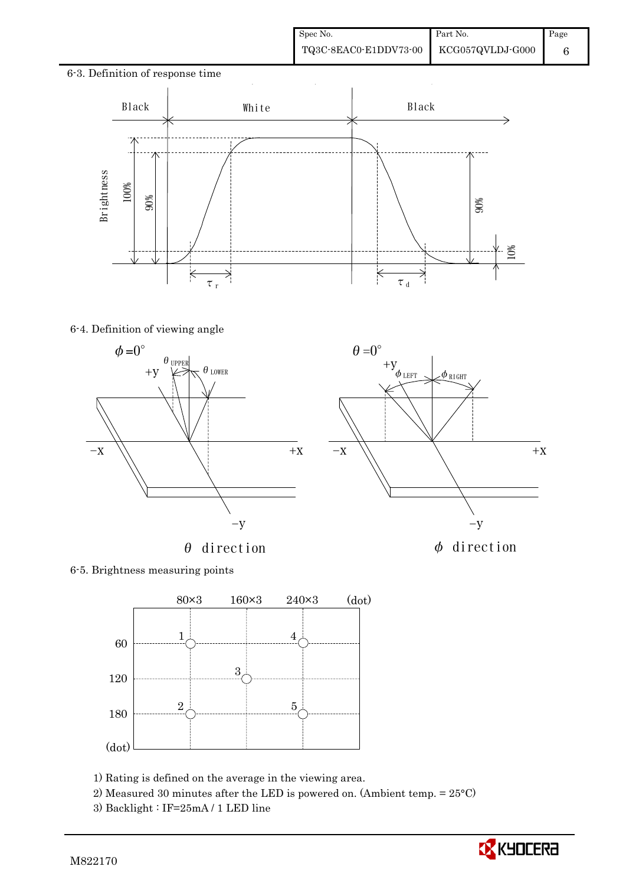## 6-3. Definition of response time

Black | White | Black

Brightness: 100%, 90%, 10%

$\tau_r$ $\tau_d$

## 6-4. Definition of viewing angle

$\phi = 0°$ — $\theta_{UPPER}$, $\theta_{LOWER}$, +y, −y, −X, +X

$\theta$ direction

$\theta = 0°$ — $\phi_{LEFT}$, $\phi_{RIGHT}$, +y, −y, −X, +X

$\phi$ direction

## 6-5. Brightness measuring points

| (dot) | 80×3 | 160×3 | 240×3 |
|---|---|---|---|
| 60 | 1 | | 4 |
| 120 | | 3 | |
| 180 | 2 | | 5 |

1) Rating is defined on the average in the viewing area.

2) Measured 30 minutes after the LED is powered on. (Ambient temp. = 25°C)

3) Backlight : IF=25mA / 1 LED line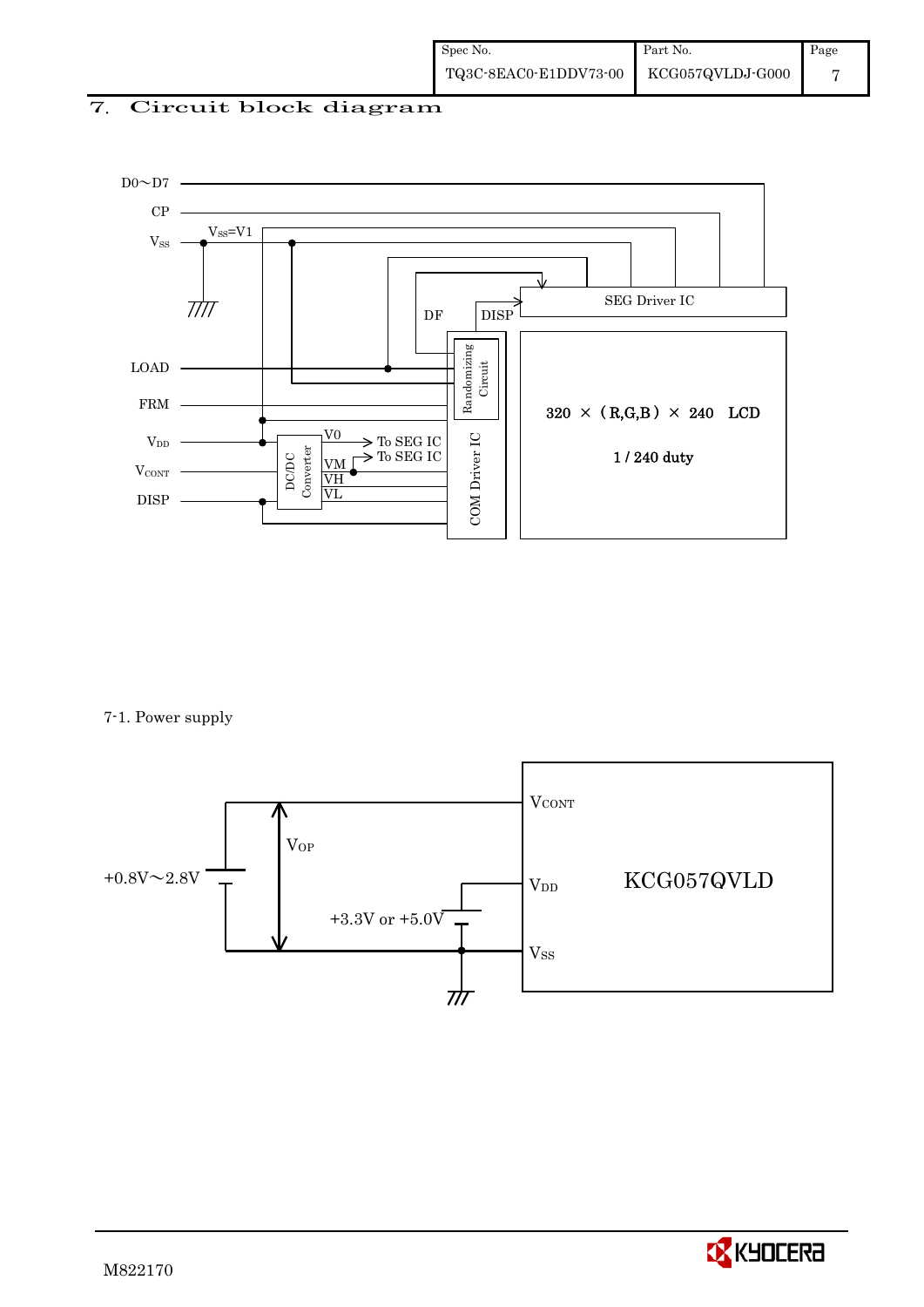# 7. Circuit block diagram

D0～D7

CP

$V_{SS}$ &nbsp; $V_{SS}$=V1

LOAD

FRM

$V_{DD}$

$V_{CONT}$

DISP

DF &nbsp; DISP

SEG Driver IC

Randomizing Circuit

COM Driver IC

DC/DC Converter

V0 → To SEG IC

VM → To SEG IC

VH

VL

320 × (R,G,B) × 240 LCD

1 / 240 duty

7-1. Power supply

+0.8V～2.8V

$V_{OP}$

+3.3V or +5.0V

$V_{CONT}$

$V_{DD}$

$V_{SS}$

KCG057QVLD

M822170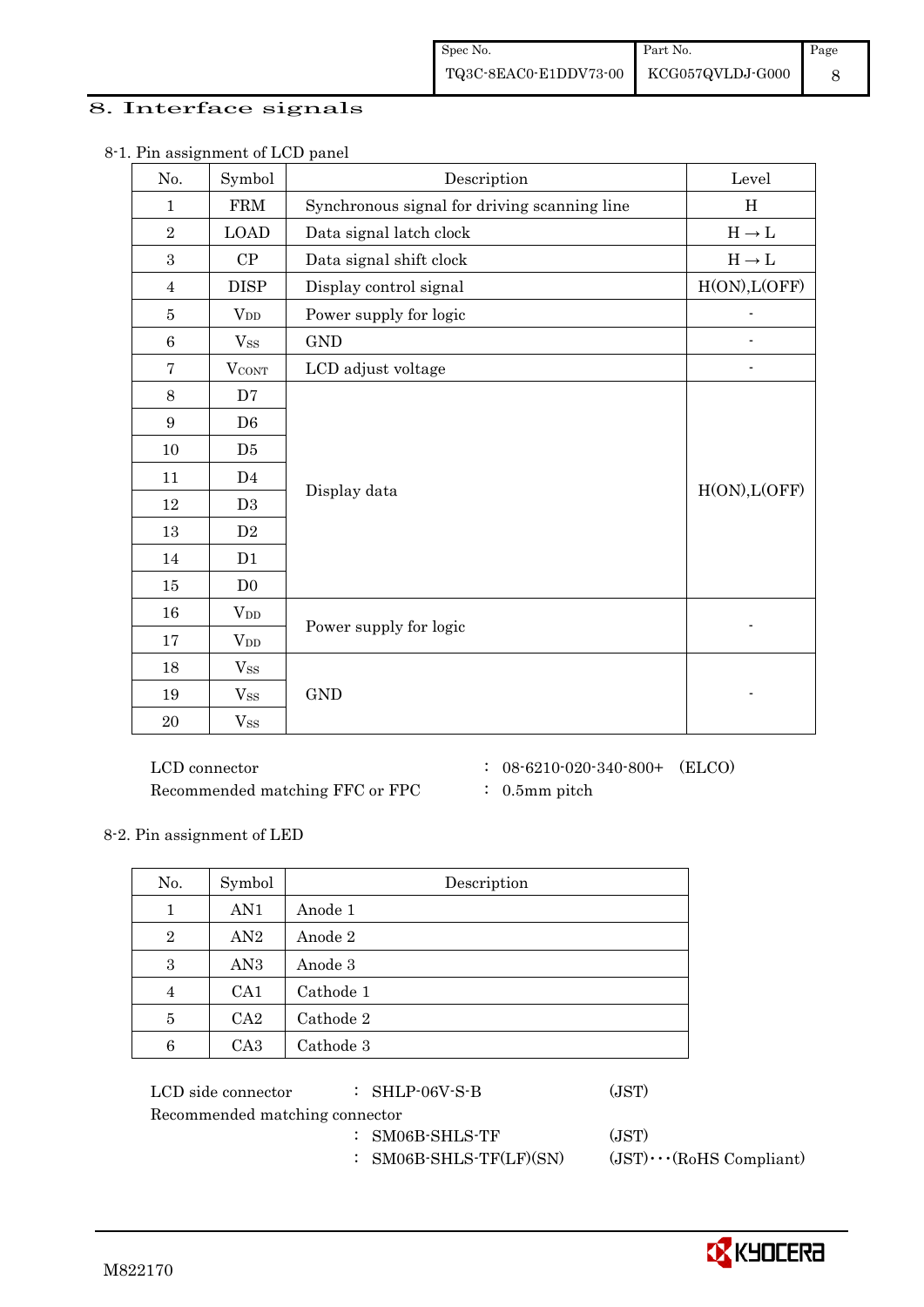# 8. Interface signals

8-1. Pin assignment of LCD panel

| No. | Symbol | Description | Level |
|---|---|---|---|
| 1 | FRM | Synchronous signal for driving scanning line | H |
| 2 | LOAD | Data signal latch clock | H → L |
| 3 | CP | Data signal shift clock | H → L |
| 4 | DISP | Display control signal | H(ON),L(OFF) |
| 5 | $V_{DD}$ | Power supply for logic | - |
| 6 | $V_{SS}$ | GND | - |
| 7 | $V_{CONT}$ | LCD adjust voltage | - |
| 8 | D7 | Display data | H(ON),L(OFF) |
| 9 | D6 | | |
| 10 | D5 | | |
| 11 | D4 | | |
| 12 | D3 | | |
| 13 | D2 | | |
| 14 | D1 | | |
| 15 | D0 | | |
| 16 | $V_{DD}$ | Power supply for logic | - |
| 17 | $V_{DD}$ | | |
| 18 | $V_{SS}$ | GND | - |
| 19 | $V_{SS}$ | | |
| 20 | $V_{SS}$ | | |

LCD connector : 08-6210-020-340-800+ (ELCO)
Recommended matching FFC or FPC : 0.5mm pitch

8-2. Pin assignment of LED

| No. | Symbol | Description |
|---|---|---|
| 1 | AN1 | Anode 1 |
| 2 | AN2 | Anode 2 |
| 3 | AN3 | Anode 3 |
| 4 | CA1 | Cathode 1 |
| 5 | CA2 | Cathode 2 |
| 6 | CA3 | Cathode 3 |

LCD side connector : SHLP-06V-S-B (JST)
Recommended matching connector
: SM06B-SHLS-TF (JST)
: SM06B-SHLS-TF(LF)(SN) (JST)···(RoHS Compliant)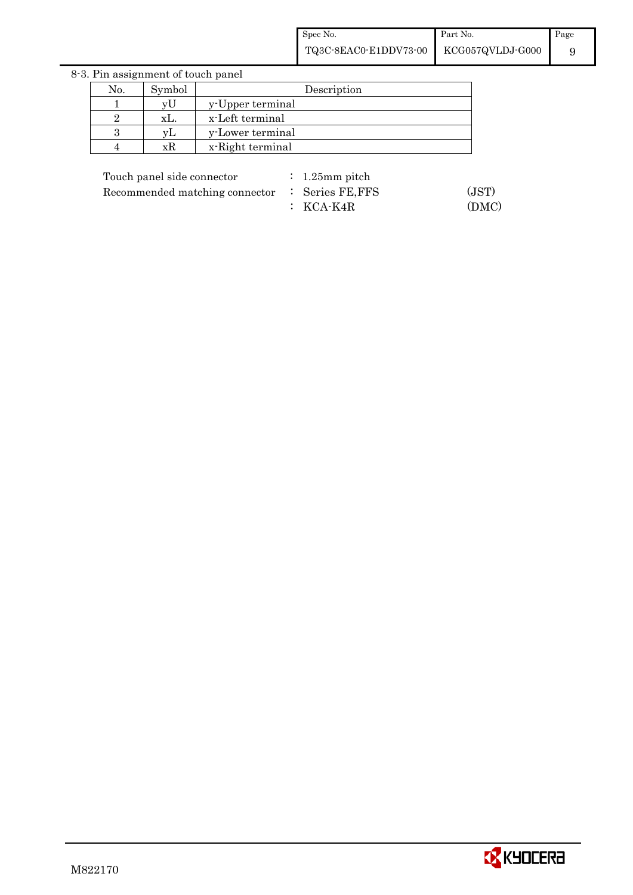8-3. Pin assignment of touch panel

| No. | Symbol | Description |
|---|---|---|
| 1 | yU | y-Upper terminal |
| 2 | xL. | x-Left terminal |
| 3 | yL | y-Lower terminal |
| 4 | xR | x-Right terminal |

Touch panel side connector : 1.25mm pitch

Recommended matching connector : Series FE,FFS (JST)

: KCA-K4R (DMC)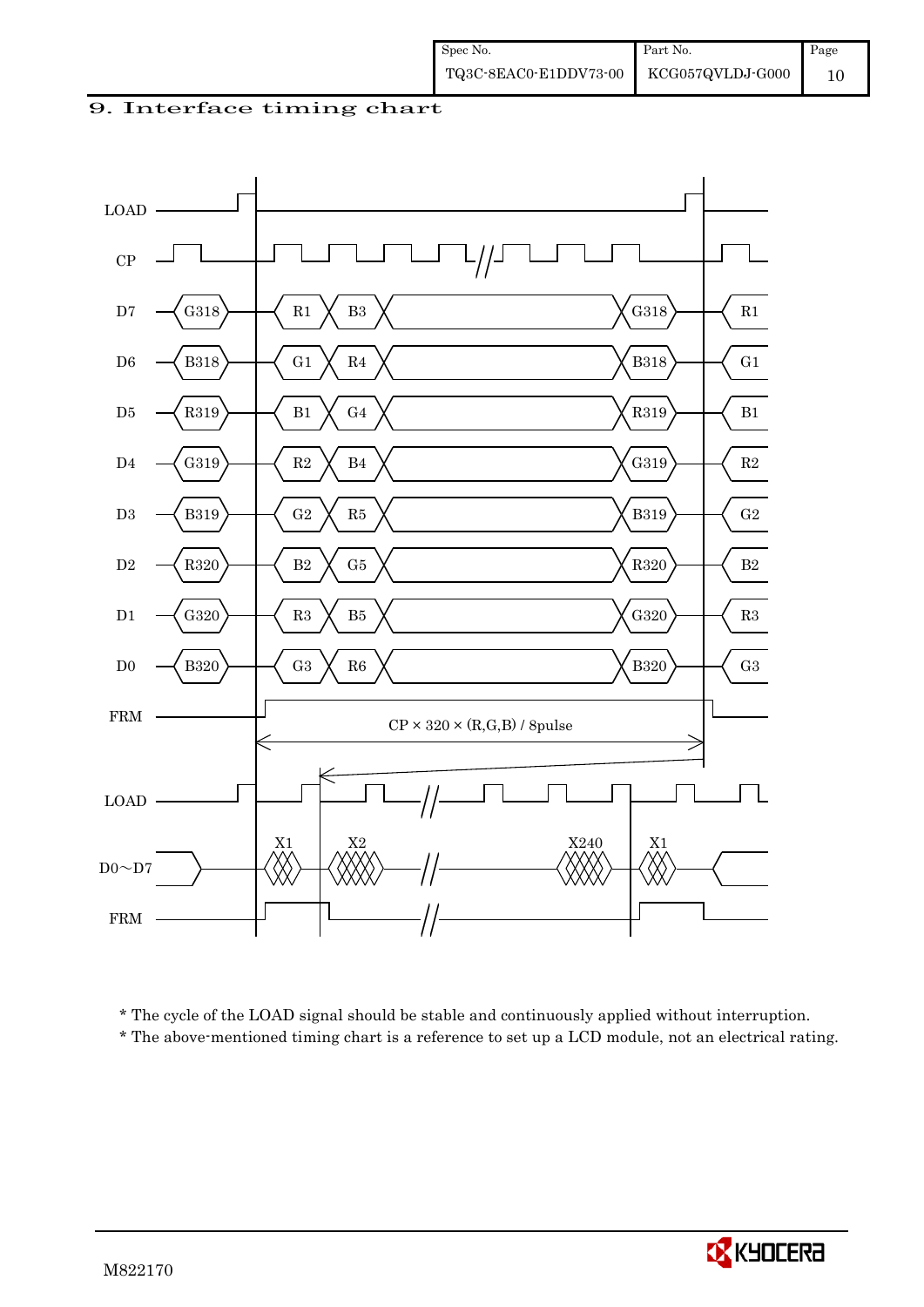## 9. Interface timing chart

LOAD

CP

| Signal | | | | | | |
|---|---|---|---|---|---|---|
| D7 | G318 | R1 | B3 | | G318 | R1 |
| D6 | B318 | G1 | R4 | | B318 | G1 |
| D5 | R319 | B1 | G4 | | R319 | B1 |
| D4 | G319 | R2 | B4 | | G319 | R2 |
| D3 | B319 | G2 | R5 | | B319 | G2 |
| D2 | R320 | B2 | G5 | | R320 | B2 |
| D1 | G320 | R3 | B5 | | G320 | R3 |
| D0 | B320 | G3 | R6 | | B320 | G3 |

FRM

CP × 320 × (R,G,B) / 8pulse

LOAD

D0～D7: X1, X2, X240, X1

FRM

\* The cycle of the LOAD signal should be stable and continuously applied without interruption.

\* The above-mentioned timing chart is a reference to set up a LCD module, not an electrical rating.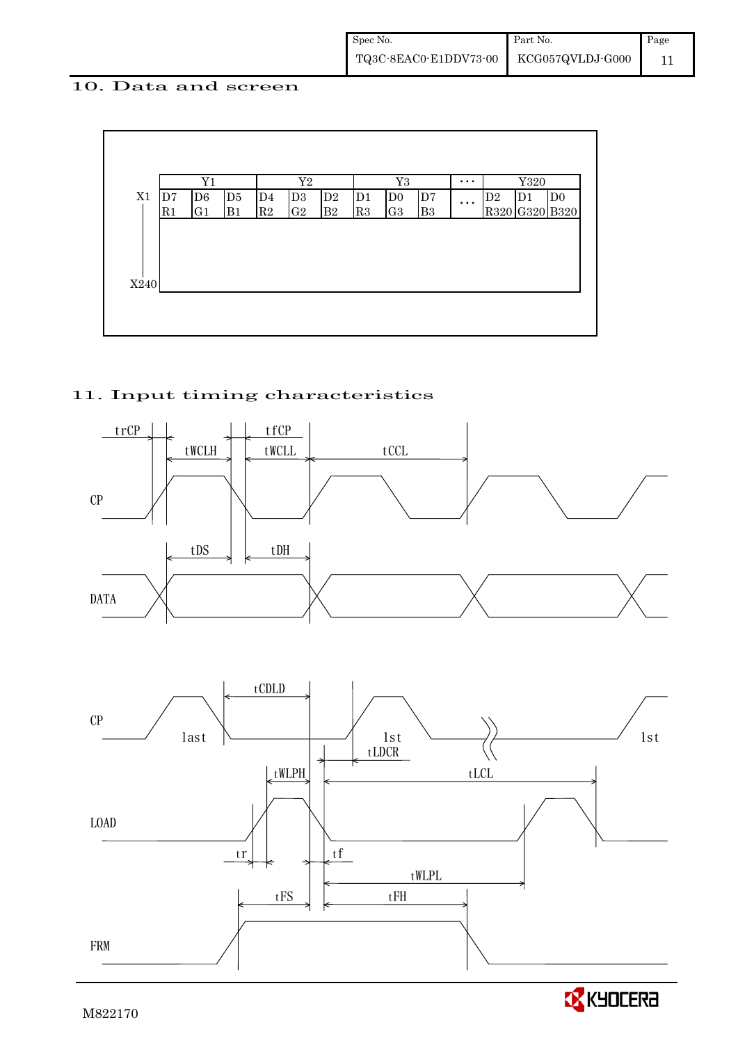## 10. Data and screen

|  | Y1 | | | Y2 | | | Y3 | | | ··· | Y320 | | |
|---|---|---|---|---|---|---|---|---|---|---|---|---|---|
| X1 | D7 R1 | D6 G1 | D5 B1 | D4 R2 | D3 G2 | D2 B2 | D1 R3 | D0 G3 | D7 B3 | ··· | D2 R320 | D1 G320 | D0 B320 |
| X240 | | | | | | | | | | | | | |

## 11. Input timing characteristics

CP, DATA timing: trCP, tWCLH, tfCP, tWCLL, tCCL, tDS, tDH

CP, LOAD, FRM timing: tCDLD, last, 1st, tLDCR, tWLPH, tLCL, tr, tf, tWLPL, tFS, tFH

M822170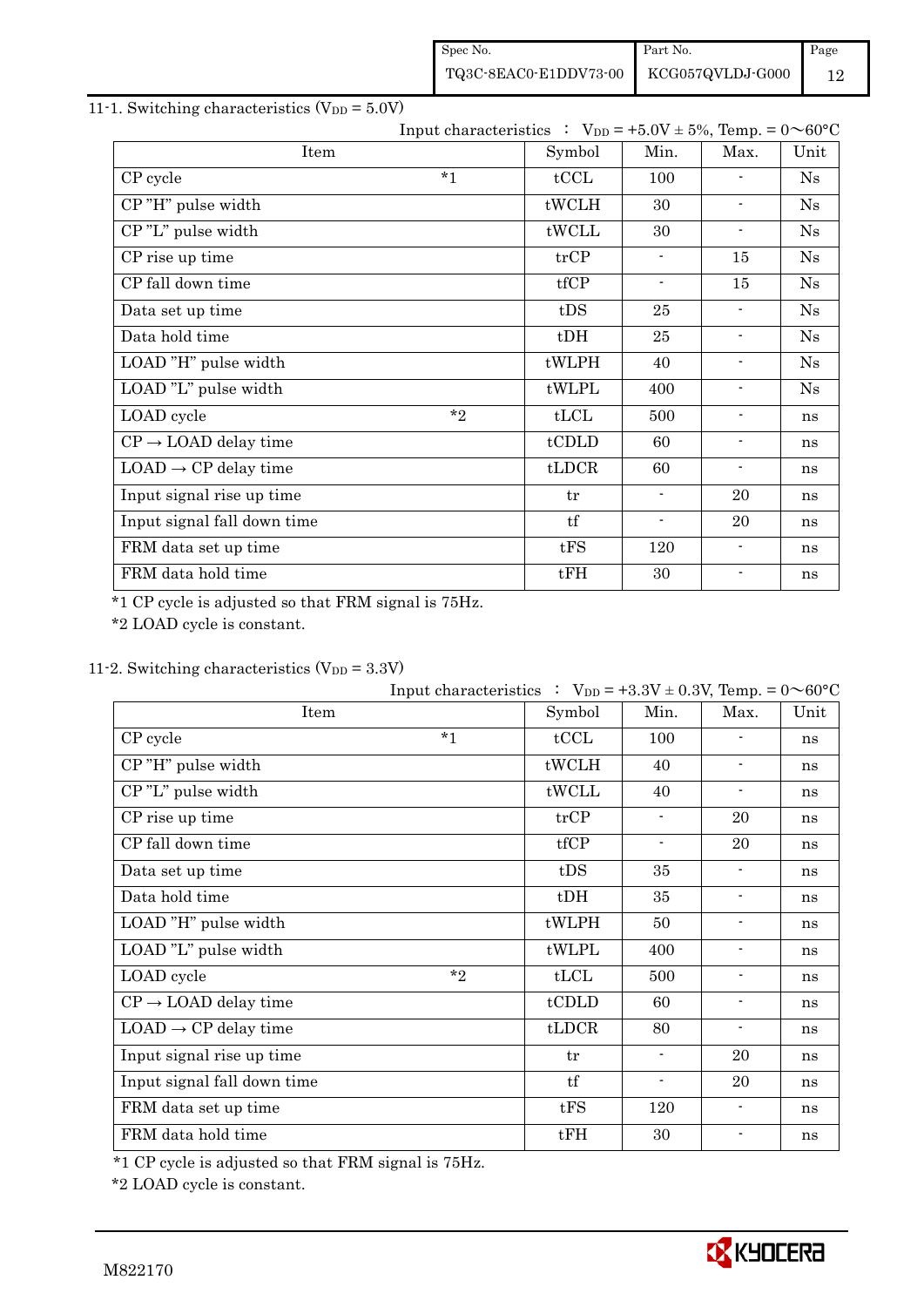11-1. Switching characteristics ($V_{DD}$ = 5.0V)

Input characteristics ： $V_{DD}$ = +5.0V ± 5%, Temp. = 0～60°C

| Item | | Symbol | Min. | Max. | Unit |
|---|---|---|---|---|---|
| CP cycle | *1 | tCCL | 100 | - | Ns |
| CP "H" pulse width | | tWCLH | 30 | - | Ns |
| CP "L" pulse width | | tWCLL | 30 | - | Ns |
| CP rise up time | | trCP | - | 15 | Ns |
| CP fall down time | | tfCP | - | 15 | Ns |
| Data set up time | | tDS | 25 | - | Ns |
| Data hold time | | tDH | 25 | - | Ns |
| LOAD "H" pulse width | | tWLPH | 40 | - | Ns |
| LOAD "L" pulse width | | tWLPL | 400 | - | Ns |
| LOAD cycle | *2 | tLCL | 500 | - | ns |
| CP → LOAD delay time | | tCDLD | 60 | - | ns |
| LOAD → CP delay time | | tLDCR | 60 | - | ns |
| Input signal rise up time | | tr | - | 20 | ns |
| Input signal fall down time | | tf | - | 20 | ns |
| FRM data set up time | | tFS | 120 | - | ns |
| FRM data hold time | | tFH | 30 | - | ns |

*1 CP cycle is adjusted so that FRM signal is 75Hz.

*2 LOAD cycle is constant.

11-2. Switching characteristics ($V_{DD}$ = 3.3V)

Input characteristics ： $V_{DD}$ = +3.3V ± 0.3V, Temp. = 0～60°C

| Item | | Symbol | Min. | Max. | Unit |
|---|---|---|---|---|---|
| CP cycle | *1 | tCCL | 100 | - | ns |
| CP "H" pulse width | | tWCLH | 40 | - | ns |
| CP "L" pulse width | | tWCLL | 40 | - | ns |
| CP rise up time | | trCP | - | 20 | ns |
| CP fall down time | | tfCP | - | 20 | ns |
| Data set up time | | tDS | 35 | - | ns |
| Data hold time | | tDH | 35 | - | ns |
| LOAD "H" pulse width | | tWLPH | 50 | - | ns |
| LOAD "L" pulse width | | tWLPL | 400 | - | ns |
| LOAD cycle | *2 | tLCL | 500 | - | ns |
| CP → LOAD delay time | | tCDLD | 60 | - | ns |
| LOAD → CP delay time | | tLDCR | 80 | - | ns |
| Input signal rise up time | | tr | - | 20 | ns |
| Input signal fall down time | | tf | - | 20 | ns |
| FRM data set up time | | tFS | 120 | - | ns |
| FRM data hold time | | tFH | 30 | - | ns |

*1 CP cycle is adjusted so that FRM signal is 75Hz.

*2 LOAD cycle is constant.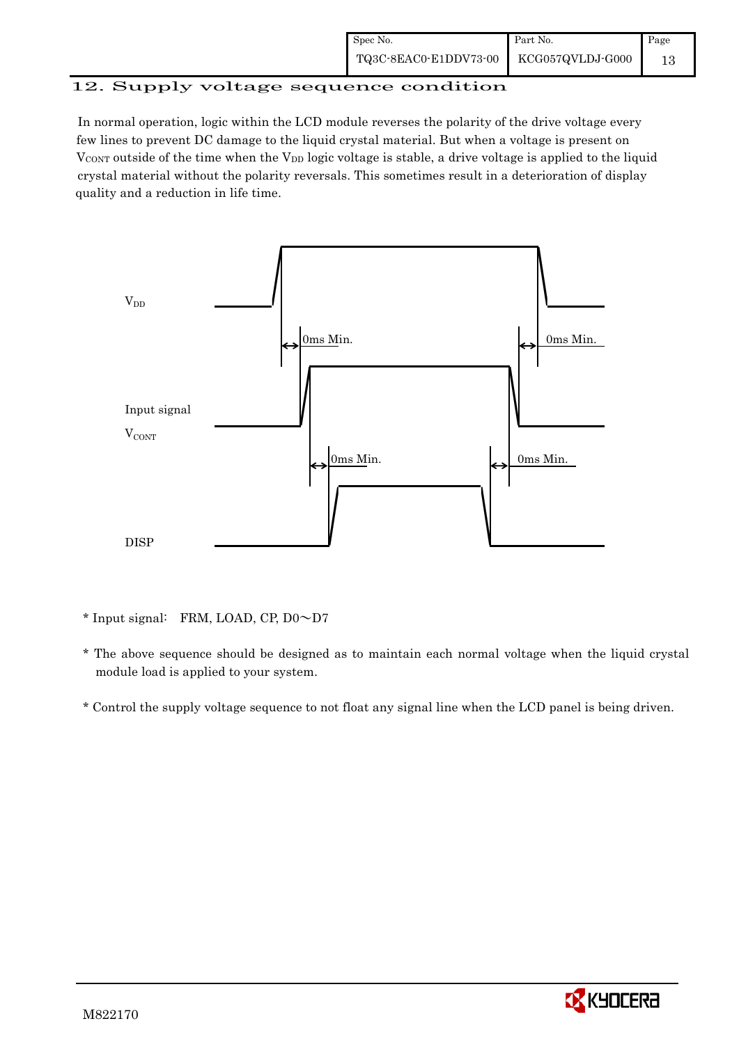## 12. Supply voltage sequence condition

In normal operation, logic within the LCD module reverses the polarity of the drive voltage every few lines to prevent DC damage to the liquid crystal material. But when a voltage is present on $V_{CONT}$ outside of the time when the $V_{DD}$ logic voltage is stable, a drive voltage is applied to the liquid crystal material without the polarity reversals. This sometimes result in a deterioration of display quality and a reduction in life time.

$V_{DD}$

0ms Min. 0ms Min.

Input signal

$V_{CONT}$

0ms Min. 0ms Min.

DISP

* Input signal: FRM, LOAD, CP, D0～D7

* The above sequence should be designed as to maintain each normal voltage when the liquid crystal module load is applied to your system.

* Control the supply voltage sequence to not float any signal line when the LCD panel is being driven.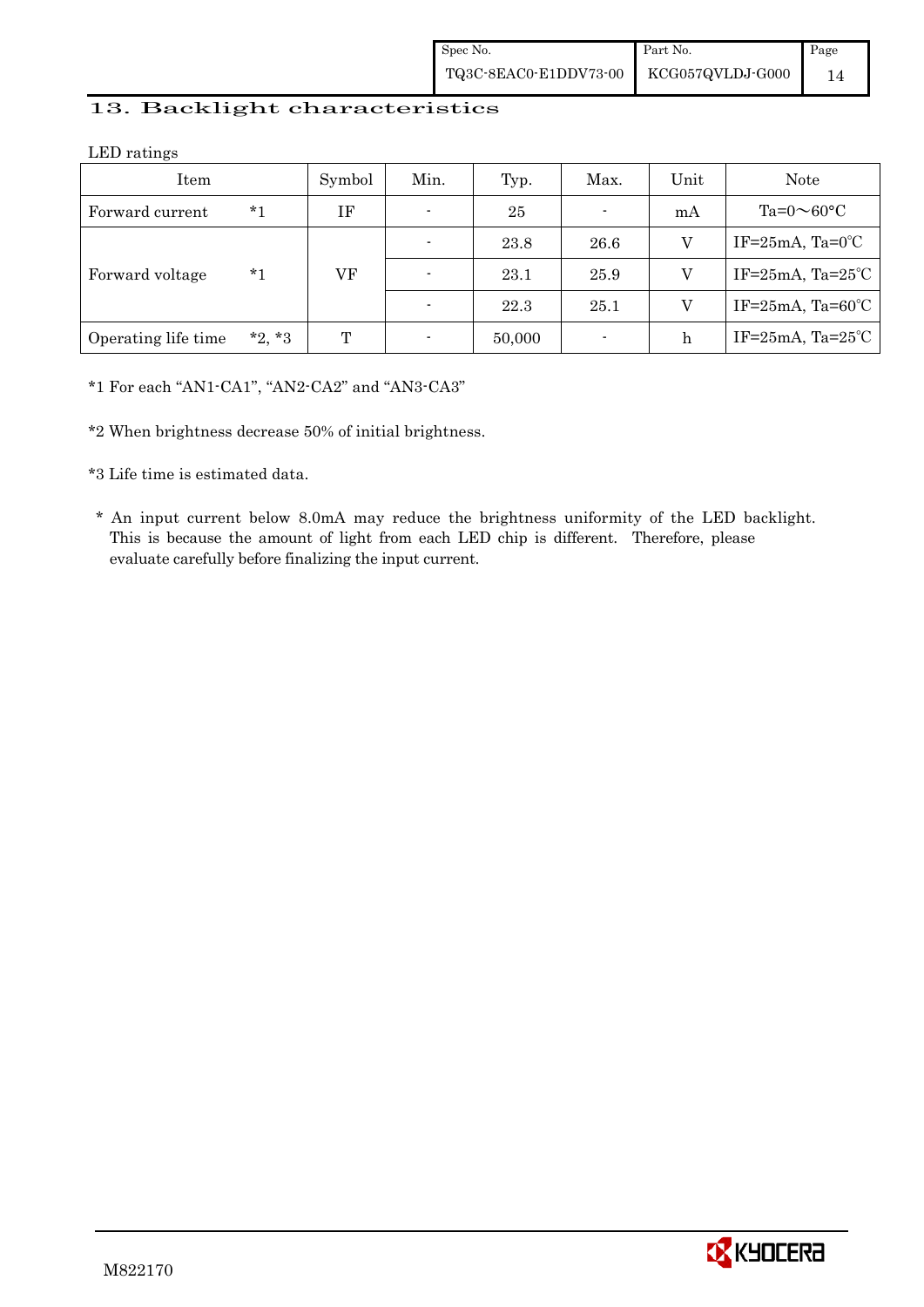## 13. Backlight characteristics

LED ratings

| Item | | Symbol | Min. | Typ. | Max. | Unit | Note |
|---|---|---|---|---|---|---|---|
| Forward current | *1 | IF | - | 25 | - | mA | Ta=0～60°C |
| Forward voltage | *1 | VF | - | 23.8 | 26.6 | V | IF=25mA, Ta=0℃ |
| | | | - | 23.1 | 25.9 | V | IF=25mA, Ta=25℃ |
| | | | - | 22.3 | 25.1 | V | IF=25mA, Ta=60℃ |
| Operating life time | *2, *3 | T | - | 50,000 | - | h | IF=25mA, Ta=25℃ |

*1 For each “AN1-CA1”, “AN2-CA2” and “AN3-CA3”

*2 When brightness decrease 50% of initial brightness.

*3 Life time is estimated data.

* An input current below 8.0mA may reduce the brightness uniformity of the LED backlight. This is because the amount of light from each LED chip is different. Therefore, please evaluate carefully before finalizing the input current.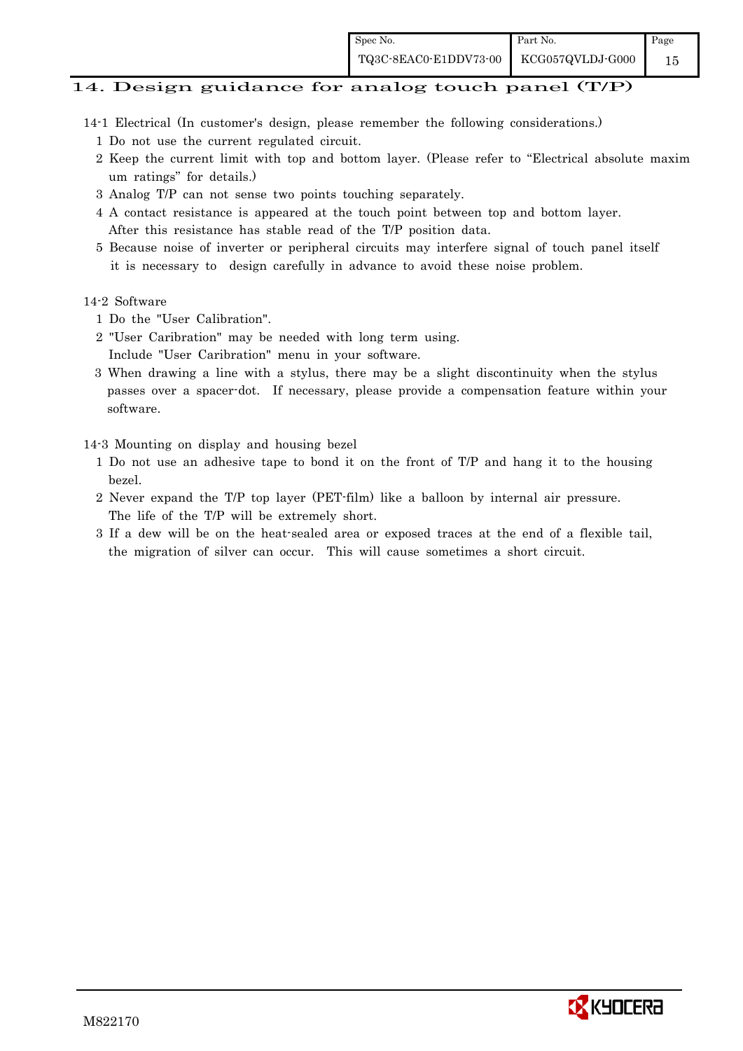## 14. Design guidance for analog touch panel (T/P)

14-1 Electrical (In customer's design, please remember the following considerations.)

1 Do not use the current regulated circuit.

2 Keep the current limit with top and bottom layer. (Please refer to "Electrical absolute maximum ratings" for details.)

3 Analog T/P can not sense two points touching separately.

4 A contact resistance is appeared at the touch point between top and bottom layer. After this resistance has stable read of the T/P position data.

5 Because noise of inverter or peripheral circuits may interfere signal of touch panel itself it is necessary to design carefully in advance to avoid these noise problem.

14-2 Software

1 Do the "User Calibration".

2 "User Caribration" may be needed with long term using. Include "User Caribration" menu in your software.

3 When drawing a line with a stylus, there may be a slight discontinuity when the stylus passes over a spacer-dot. If necessary, please provide a compensation feature within your software.

14-3 Mounting on display and housing bezel

1 Do not use an adhesive tape to bond it on the front of T/P and hang it to the housing bezel.

2 Never expand the T/P top layer (PET-film) like a balloon by internal air pressure. The life of the T/P will be extremely short.

3 If a dew will be on the heat-sealed area or exposed traces at the end of a flexible tail, the migration of silver can occur. This will cause sometimes a short circuit.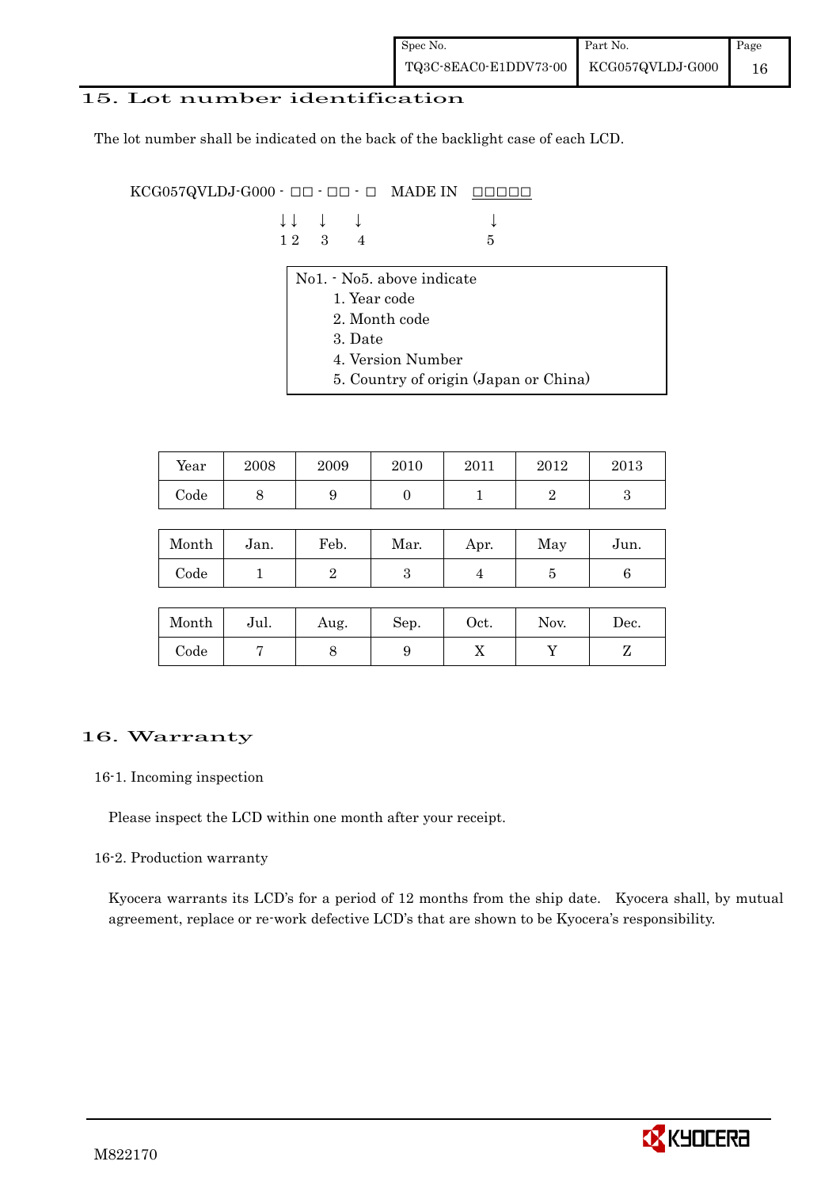## 15. Lot number identification

The lot number shall be indicated on the back of the backlight case of each LCD.

```
KCG057QVLDJ-G000 - □□ - □□ - □   MADE IN  □□□□□
                   ↓↓   ↓    ↓                ↓
                   1 2  3    4                5
```

No1. - No5. above indicate
1. Year code
2. Month code
3. Date
4. Version Number
5. Country of origin (Japan or China)

| Year | 2008 | 2009 | 2010 | 2011 | 2012 | 2013 |
|---|---|---|---|---|---|---|
| Code | 8 | 9 | 0 | 1 | 2 | 3 |

| Month | Jan. | Feb. | Mar. | Apr. | May | Jun. |
|---|---|---|---|---|---|---|
| Code | 1 | 2 | 3 | 4 | 5 | 6 |

| Month | Jul. | Aug. | Sep. | Oct. | Nov. | Dec. |
|---|---|---|---|---|---|---|
| Code | 7 | 8 | 9 | X | Y | Z |

## 16. Warranty

### 16-1. Incoming inspection

Please inspect the LCD within one month after your receipt.

### 16-2. Production warranty

Kyocera warrants its LCD's for a period of 12 months from the ship date. Kyocera shall, by mutual agreement, replace or re-work defective LCD's that are shown to be Kyocera's responsibility.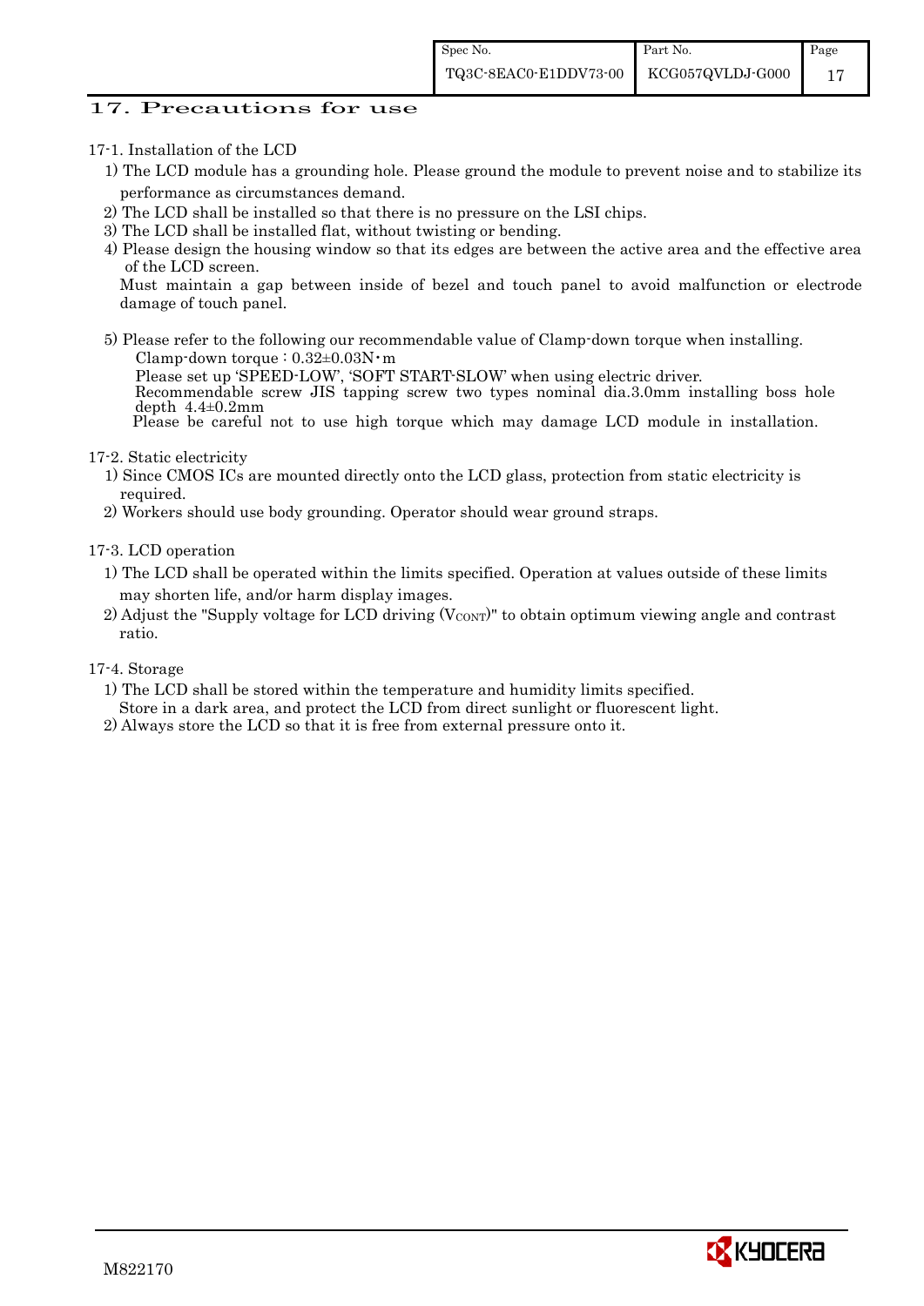## 17. Precautions for use

17-1. Installation of the LCD

1) The LCD module has a grounding hole. Please ground the module to prevent noise and to stabilize its performance as circumstances demand.
2) The LCD shall be installed so that there is no pressure on the LSI chips.
3) The LCD shall be installed flat, without twisting or bending.
4) Please design the housing window so that its edges are between the active area and the effective area of the LCD screen.
   Must maintain a gap between inside of bezel and touch panel to avoid malfunction or electrode damage of touch panel.

5) Please refer to the following our recommendable value of Clamp-down torque when installing.
   Clamp-down torque : 0.32±0.03N・m
   Please set up 'SPEED-LOW', 'SOFT START-SLOW' when using electric driver.
   Recommendable screw JIS tapping screw two types nominal dia.3.0mm installing boss hole depth 4.4±0.2mm
   Please be careful not to use high torque which may damage LCD module in installation.

17-2. Static electricity

1) Since CMOS ICs are mounted directly onto the LCD glass, protection from static electricity is required.
2) Workers should use body grounding. Operator should wear ground straps.

17-3. LCD operation

1) The LCD shall be operated within the limits specified. Operation at values outside of these limits may shorten life, and/or harm display images.
2) Adjust the "Supply voltage for LCD driving ($V_{CONT}$)" to obtain optimum viewing angle and contrast ratio.

17-4. Storage

1) The LCD shall be stored within the temperature and humidity limits specified.
   Store in a dark area, and protect the LCD from direct sunlight or fluorescent light.
2) Always store the LCD so that it is free from external pressure onto it.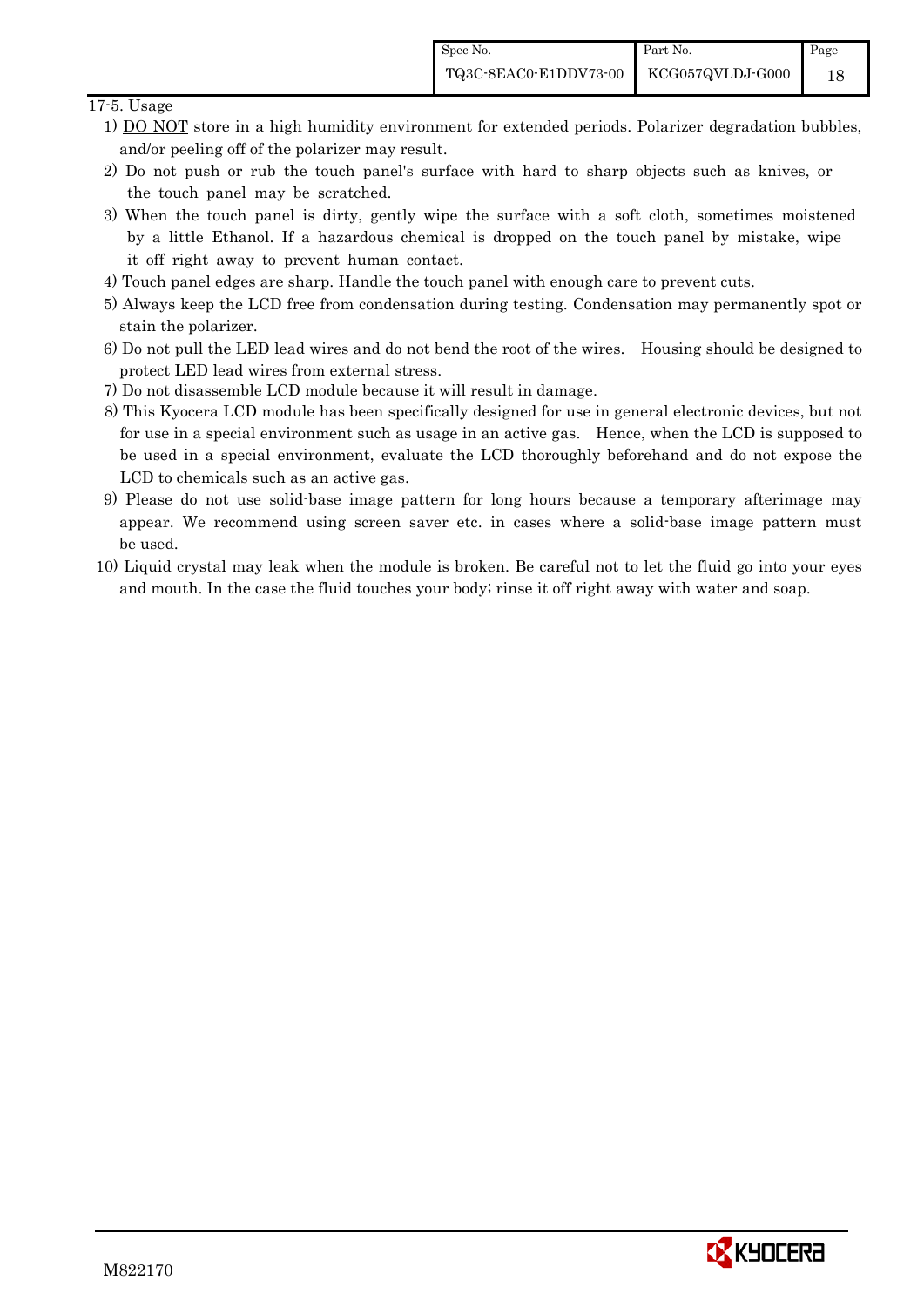17-5. Usage

1) DO NOT store in a high humidity environment for extended periods. Polarizer degradation bubbles, and/or peeling off of the polarizer may result.
2) Do not push or rub the touch panel's surface with hard to sharp objects such as knives, or the touch panel may be scratched.
3) When the touch panel is dirty, gently wipe the surface with a soft cloth, sometimes moistened by a little Ethanol. If a hazardous chemical is dropped on the touch panel by mistake, wipe it off right away to prevent human contact.
4) Touch panel edges are sharp. Handle the touch panel with enough care to prevent cuts.
5) Always keep the LCD free from condensation during testing. Condensation may permanently spot or stain the polarizer.
6) Do not pull the LED lead wires and do not bend the root of the wires. Housing should be designed to protect LED lead wires from external stress.
7) Do not disassemble LCD module because it will result in damage.
8) This Kyocera LCD module has been specifically designed for use in general electronic devices, but not for use in a special environment such as usage in an active gas. Hence, when the LCD is supposed to be used in a special environment, evaluate the LCD thoroughly beforehand and do not expose the LCD to chemicals such as an active gas.
9) Please do not use solid-base image pattern for long hours because a temporary afterimage may appear. We recommend using screen saver etc. in cases where a solid-base image pattern must be used.
10) Liquid crystal may leak when the module is broken. Be careful not to let the fluid go into your eyes and mouth. In the case the fluid touches your body; rinse it off right away with water and soap.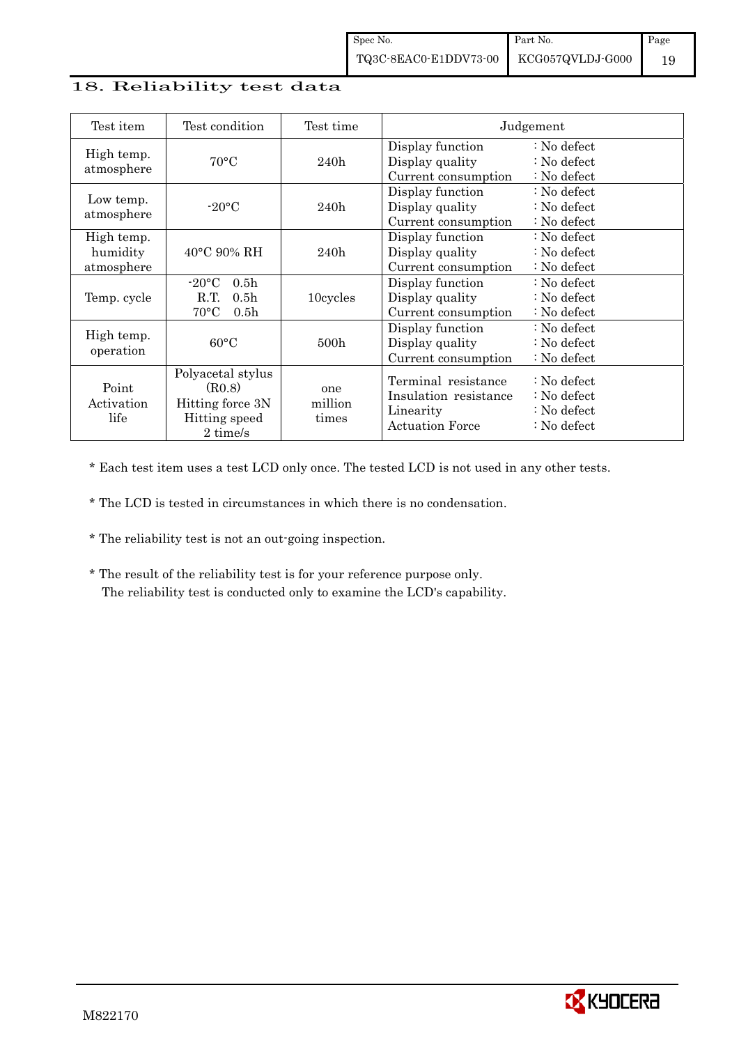## 18. Reliability test data

| Test item | Test condition | Test time | Judgement | |
|---|---|---|---|---|
| High temp. atmosphere | 70°C | 240h | Display function<br>Display quality<br>Current consumption | : No defect<br>: No defect<br>: No defect |
| Low temp. atmosphere | -20°C | 240h | Display function<br>Display quality<br>Current consumption | : No defect<br>: No defect<br>: No defect |
| High temp. humidity atmosphere | 40°C 90% RH | 240h | Display function<br>Display quality<br>Current consumption | : No defect<br>: No defect<br>: No defect |
| Temp. cycle | -20°C 0.5h<br>R.T. 0.5h<br>70°C 0.5h | 10cycles | Display function<br>Display quality<br>Current consumption | : No defect<br>: No defect<br>: No defect |
| High temp. operation | 60°C | 500h | Display function<br>Display quality<br>Current consumption | : No defect<br>: No defect<br>: No defect |
| Point Activation life | Polyacetal stylus (R0.8)<br>Hitting force 3N<br>Hitting speed 2 time/s | one million times | Terminal resistance<br>Insulation resistance<br>Linearity<br>Actuation Force | : No defect<br>: No defect<br>: No defect<br>: No defect |

* Each test item uses a test LCD only once. The tested LCD is not used in any other tests.

* The LCD is tested in circumstances in which there is no condensation.

* The reliability test is not an out-going inspection.

* The result of the reliability test is for your reference purpose only.
  The reliability test is conducted only to examine the LCD's capability.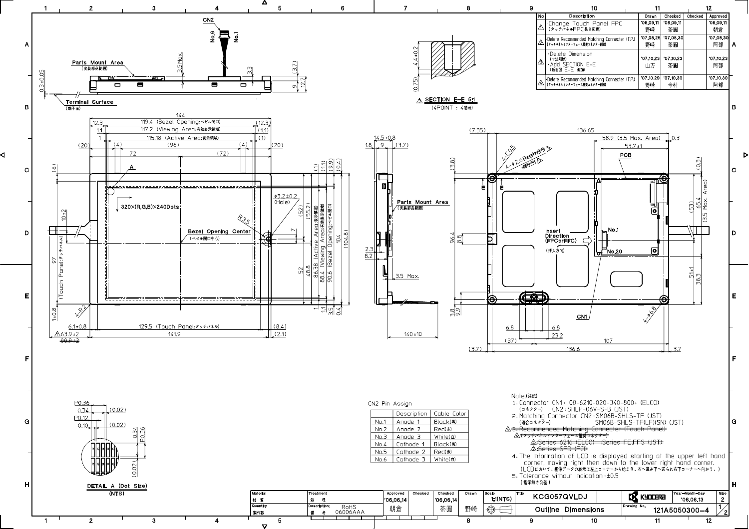| No | Description | Drawn | Checked | Checked | Approved |
|---|---|---|---|---|---|
| 1 | ・Change Touch Panel FPC (タッチパネルFPC長さ変更) | '06,09,11 野崎 | '06,09,11 茶圓 | | '06,09,11 朝倉 |
| 2 | ・Delete Recommended Matching Connecter (T.P.) (タッチパネルインターフェース推奨コネクター削除) | '07,08,25 野崎 | '07,08,30 茶圓 | | '07,08,30 阿部 |
| 3 | ・Delete Dimension (寸法削除) ・Add SECTION E-E (断面図 E-E 追加) | '07,10,23 山方 | '07,10,23 茶圓 | | '07,10,23 阿部 |
| 4 | ・Delete Recommended Matching Connecter (T.P.) (タッチパネルインターフェース推奨コネクター削除) | '07,10,29 野崎 | '07,10,30 今村 | | '07,10,30 阿部 |

SECTION E-E 5:1 (4POINT : 4箇所)

CN2 Pin Assign

| | Description | Cable Color |
|---|---|---|
| No.1 | Anode 1 | Black(黒) |
| No.2 | Anode 2 | Red(赤) |
| No.3 | Anode 3 | White(白) |
| No.4 | Cathode 1 | Black(黒) |
| No.5 | Cathode 2 | Red(赤) |
| No.6 | Cathode 3 | White(白) |

Note.(注記)

1. Connector CN1 : 08-6210-020-340-800+ (ELCO)
   (コネクター) CN2 : SHLP-06V-S-B (JST)
2. Matching Connector CN2 : SM06B-SHLS-TF (JST)
   (適合コネクター) SM06B-SHLS-TF(LF)(SN) (JST)
3. ~~Recommended Matching Connecter (Touch Panel)~~
   ~~(タッチパネルインターフェース推奨コネクター)~~
   ~~Series 6216 (ELCO) : Series FE,FFS (JST)~~
   ~~Series SFD (FCI)~~
4. The Information of LCD is displayed starting at the upper left hand corner, moving right then down to the lower right hand corner.
   (LCDにおいて、画像データの表示は左上コーナーから始まり、右へ進み下へ送られ右下コーナーへ向かう。)
5. Tolerance without indication : ±0.5
   (指示無き公差)

| Material 材質 | Treatment 処理 | Approved '06,06,14 | Checked | Checked '06,06,14 | Drawn | Scale 1:1(NTS) | Title KCG057QVLDJ | KYOCERA | Year-Month-Day '06,06,13 | Size 2 |
|---|---|---|---|---|---|---|---|---|---|---|
| Quantity 製作数 | Description; 備考 RoHS 06006AAA | 朝倉 | | 茶圓 | 野崎 | | Outline Dimensions | Drawing No. 121A5050300-4 | | 1/2 |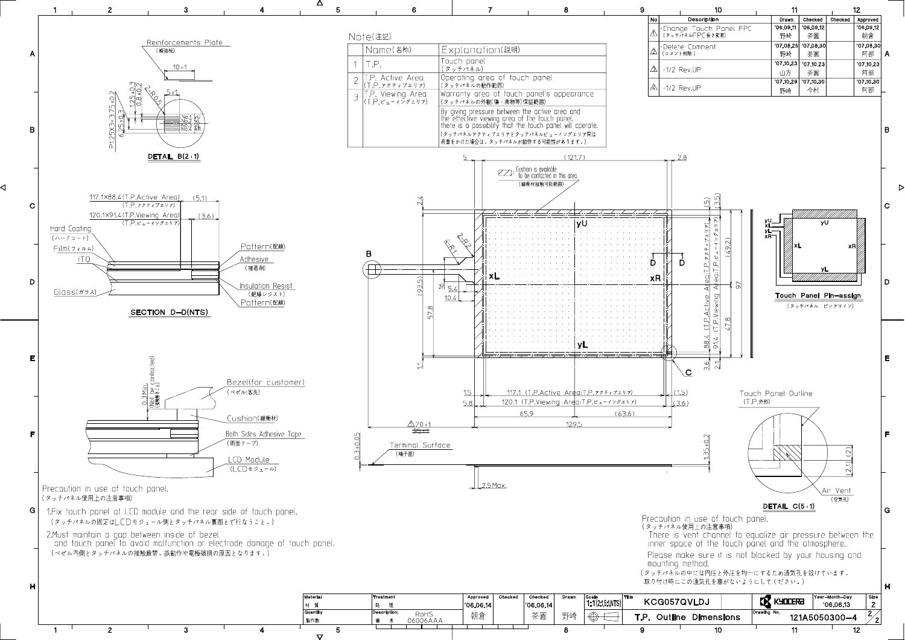| No | Description | Drawn | Checked | Checked | Approved |
|---|---|---|---|---|---|
| 1 | -Change Touch Panel FPC (タッチパネルFPC長さ変更) | '06.09.11 野崎 | '06.09.12 茶園 | | '06.09.12 朝倉 |
| 2 | -Delete Comment (コメント削除) | '07.08.25 野崎 | '07.08.30 茶園 | | '07.08.30 阿部 |
| 3 | -1/2 Rev.UP | '07.10.23 山方 | '07.10.23 茶園 | | '07.10.23 阿部 |
| 4 | -1/2 Rev.UP | '07.10.29 野崎 | '07.10.30 今村 | | '07.10.30 阿部 |

Note(注記)

| | Name(名称) | Explanation(説明) |
|---|---|---|
| 1 | T.P. | Touch panel (タッチパネル) |
| 2 | T.P. Active Area (T.P.アクティブエリア) | Operating area of touch panel (タッチパネルの動作範囲) |
| 3 | T.P. Viewing Area (T.P.ビューイングエリア) | Warranty area of touch panel's appearance (タッチパネルの外観(傷・異物等)保証範囲)<br>By giving pressure between the active area and the effective viewing area of the touch panel, there is a possibility that the touch panel will operate. (タッチパネルアクティブエリアとタッチパネルビューイングエリア間は荷重をかけた場合は、タッチパネルが動作する可能性があります。) |

Reinforcements Plate (補強板)

No.1 yU, No.2 xL, No.3 yL, No.4 xR

DETAIL B(2:1)

117.1×88.4 (T.P.Active Area) (T.P.アクティブエリア)

120.1×91.4 (T.P.Viewing Area) (T.P.ビューイングエリア)

Hard Coating (ハードコート), Film(フィルム), ITO, Glass(ガラス), Pattern(配線), Adhesive (接着剤), Insulation Resist (絶縁レジスト), Pattern(配線)

SECTION D–D(NTS)

Cushion is available to be contacted in this area (緩衝材接触可能範囲)

Touch Panel Pin-assign (タッチパネル ピンアサイン)

Bezel(for customer) (ベゼル:客先)

Cushion(緩衝材)

Both Sides Adhesive Tape (両面テープ)

LCD Module (LCDモジュール)

Terminal Surface (端子面)

Touch Panel Outline (T.P.外形)

Air Vent (空気孔)

DETAIL C(5:1)

Precaution in use of touch panel.
(タッチパネル使用上の注意事項)

1.Fix touch panel at LCD module and the rear side of touch panel.
(タッチパネルの固定はLCDモジュール側とタッチパネル裏面とで行なうこと。)

2.Must maintain a gap between inside of bezel and touch panel to avoid malfunction or electrode damage of touch panel.
(ベゼル内側とタッチパネルの接触厳禁。誤動作や電極破損の原因となります。)

Precaution in use of touch panel.
(タッチパネル使用上の注意事項)

There is vent channel to equalize air pressure between the inner space of the touch panel and the atmosphere.

Please make sure it is not blocked by your housing and mounting method.

(タッチパネルの中には内圧と外圧を均一にするため通気孔を設けています。取り付け時にこの通気孔を塞がないようにしてください。)

| Material 材質 | Treatment 処理 | Approved '06.06.14 朝倉 | Checked | Checked '06.06.14 茶園 | Drawn 野崎 | Scale 1:1(2:1,5:1,NTS) | Title KCG057QVLDJ | KYOCERA | Year-Month-Day '06.06.13 | Size 2 |
|---|---|---|---|---|---|---|---|---|---|---|
| Quantity 製作数 | Description 備考 RoHS 06006AAA | | | | | | T.P. Outline Dimensions | Drawing No. 121A5050300–4 | | 2/2 |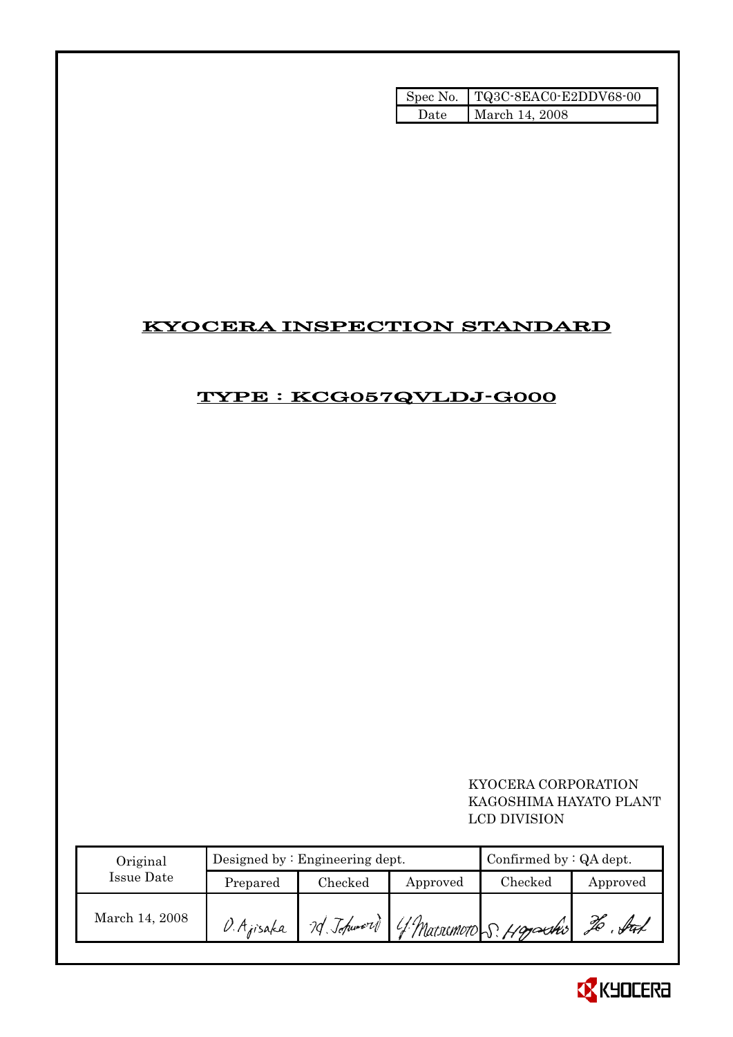| Spec No. | TQ3C-8EAC0-E2DDV68-00 |
| --- | --- |
| Date | March 14, 2008 |

# KYOCERA INSPECTION STANDARD

## TYPE : KCG057QVLDJ-G000

KYOCERA CORPORATION
KAGOSHIMA HAYATO PLANT
LCD DIVISION

| Original Issue Date | Designed by : Engineering dept. | | | Confirmed by : QA dept. | |
| --- | --- | --- | --- | --- | --- |
| | Prepared | Checked | Approved | Checked | Approved |
| March 14, 2008 | O. Ajisaka | M. Tokumori | Y. Matsumoto | S. Hayashi | H. Itoh |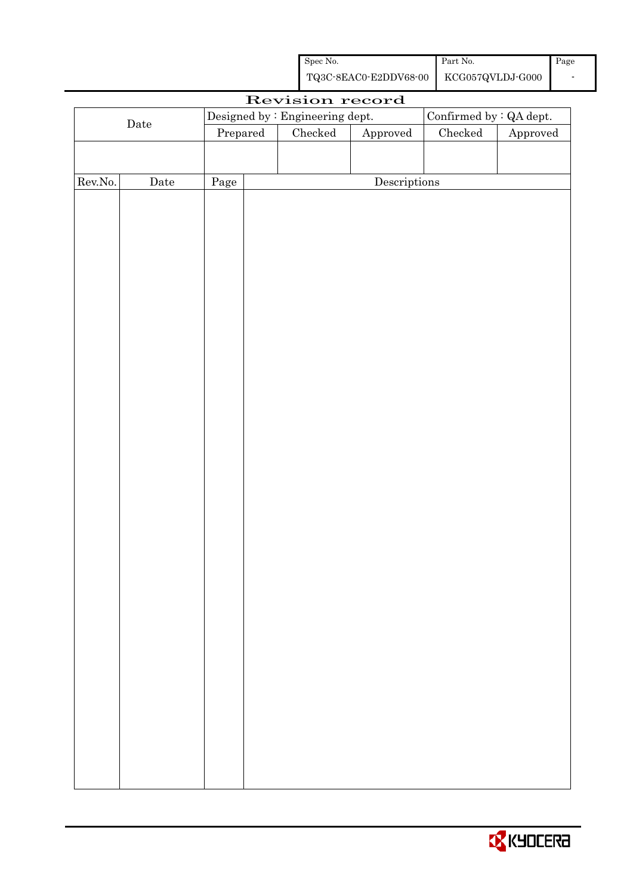| Spec No. | Part No. | Page |
|---|---|---|
| TQ3C-8EAC0-E2DDV68-00 | KCG057QVLDJ-G000 | - |

# Revision record

| Date | Designed by : Engineering dept. | | | Confirmed by : QA dept. | |
|---|---|---|---|---|---|
| | Prepared | Checked | Approved | Checked | Approved |
| | | | | | |

| Rev.No. | Date | Page | Descriptions |
|---|---|---|---|
| | | | |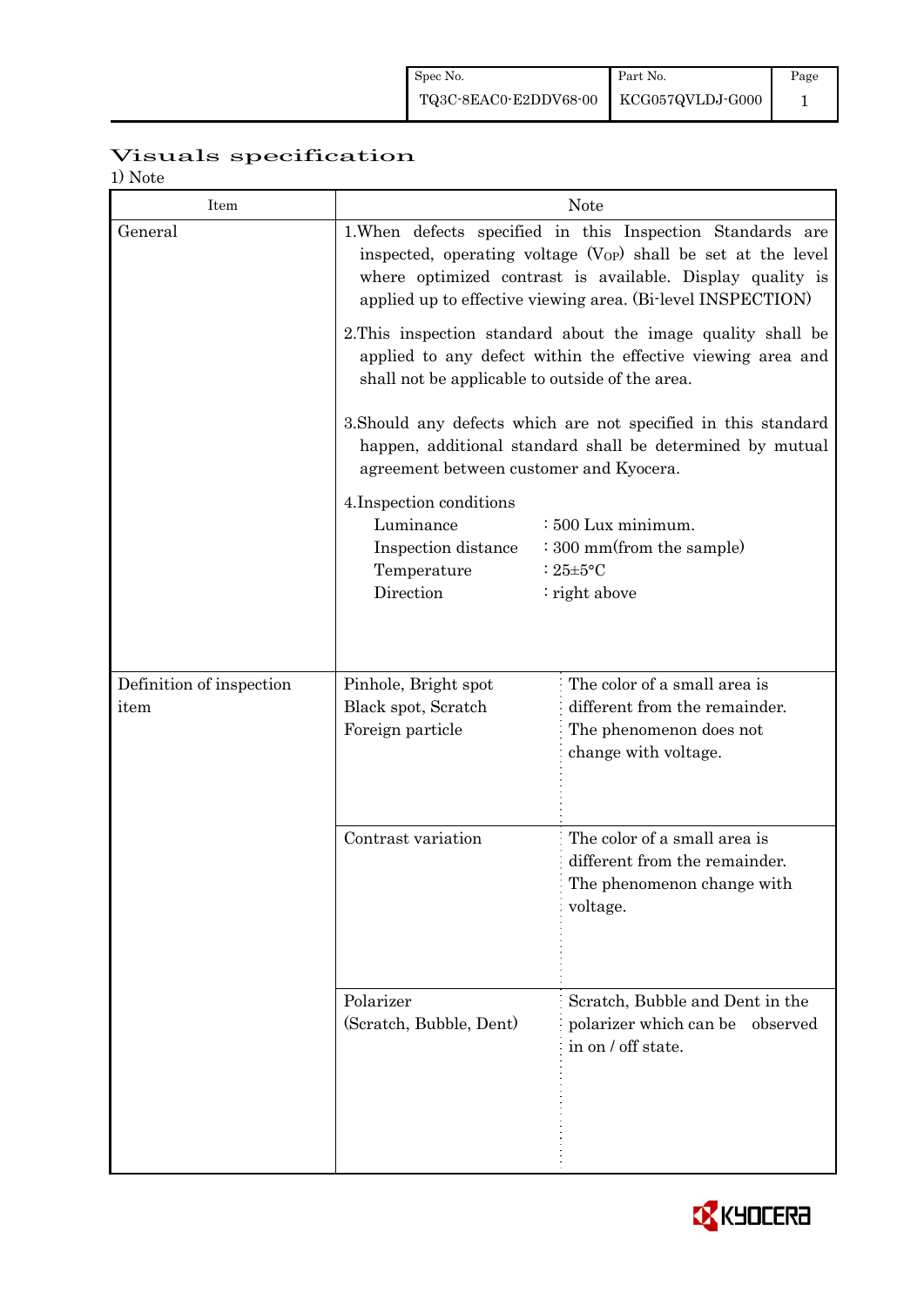# Visuals specification

1) Note

| Item | Note | |
|---|---|---|
| General | 1.When defects specified in this Inspection Standards are inspected, operating voltage ($V_{OP}$) shall be set at the level where optimized contrast is available. Display quality is applied up to effective viewing area. (Bi-level INSPECTION)<br><br>2.This inspection standard about the image quality shall be applied to any defect within the effective viewing area and shall not be applicable to outside of the area.<br><br>3.Should any defects which are not specified in this standard happen, additional standard shall be determined by mutual agreement between customer and Kyocera.<br><br>4.Inspection conditions<br>Luminance : 500 Lux minimum.<br>Inspection distance : 300 mm(from the sample)<br>Temperature : 25±5°C<br>Direction : right above | |
| Definition of inspection item | Pinhole, Bright spot<br>Black spot, Scratch<br>Foreign particle | The color of a small area is different from the remainder. The phenomenon does not change with voltage. |
| | Contrast variation | The color of a small area is different from the remainder. The phenomenon change with voltage. |
| | Polarizer<br>(Scratch, Bubble, Dent) | Scratch, Bubble and Dent in the polarizer which can be observed in on / off state. |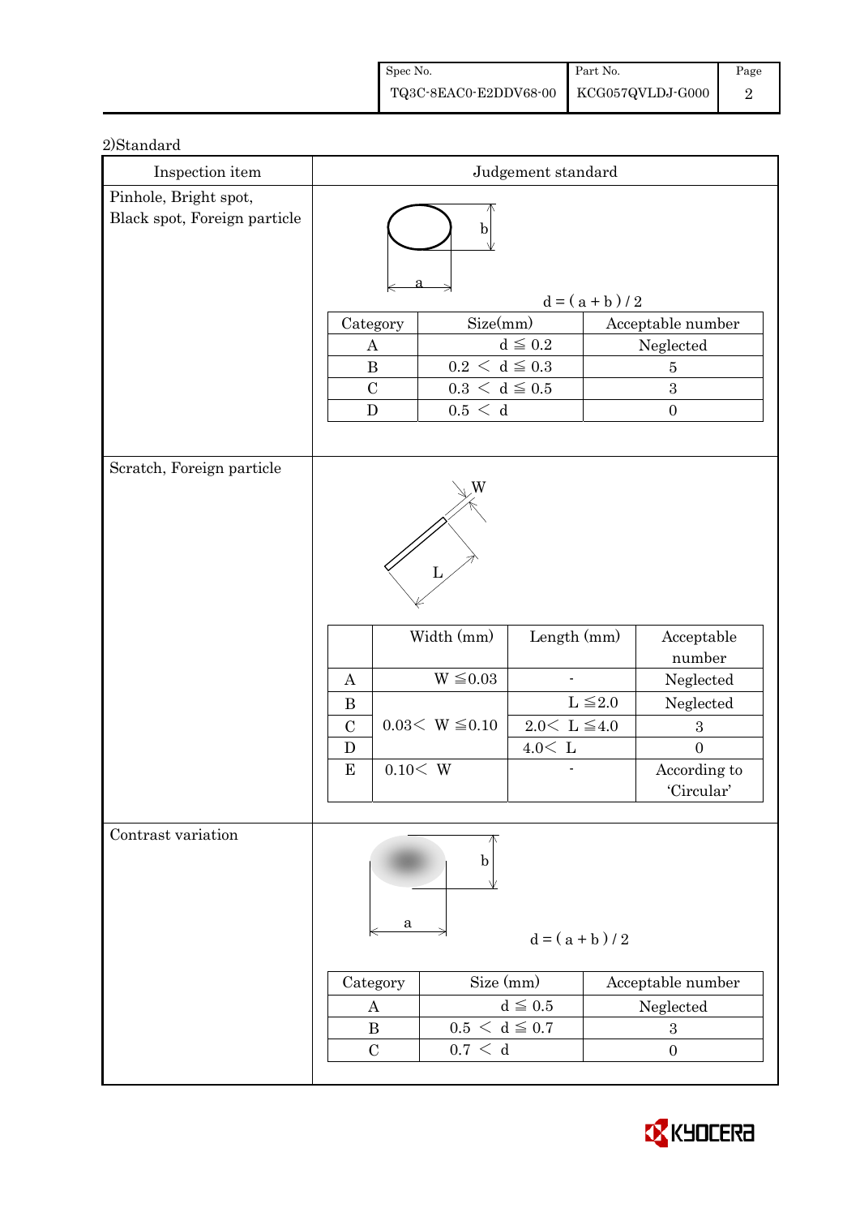2)Standard

| Inspection item | Judgement standard |
|---|---|
| Pinhole, Bright spot, Black spot, Foreign particle | $d = ( a + b ) / 2$ |

| Category | Size(mm) | Acceptable number |
|---|---|---|
| A | $d \leqq 0.2$ | Neglected |
| B | $0.2 < d \leqq 0.3$ | 5 |
| C | $0.3 < d \leqq 0.5$ | 3 |
| D | $0.5 < d$ | 0 |

**Scratch, Foreign particle**

|  | Width (mm) | Length (mm) | Acceptable number |
|---|---|---|---|
| A | $W \leqq 0.03$ | - | Neglected |
| B | $0.03 < W \leqq 0.10$ | $L \leqq 2.0$ | Neglected |
| C | | $2.0 < L \leqq 4.0$ | 3 |
| D | | $4.0 < L$ | 0 |
| E | $0.10 < W$ | - | According to 'Circular' |

**Contrast variation**

$d = ( a + b ) / 2$

| Category | Size (mm) | Acceptable number |
|---|---|---|
| A | $d \leqq 0.5$ | Neglected |
| B | $0.5 < d \leqq 0.7$ | 3 |
| C | $0.7 < d$ | 0 |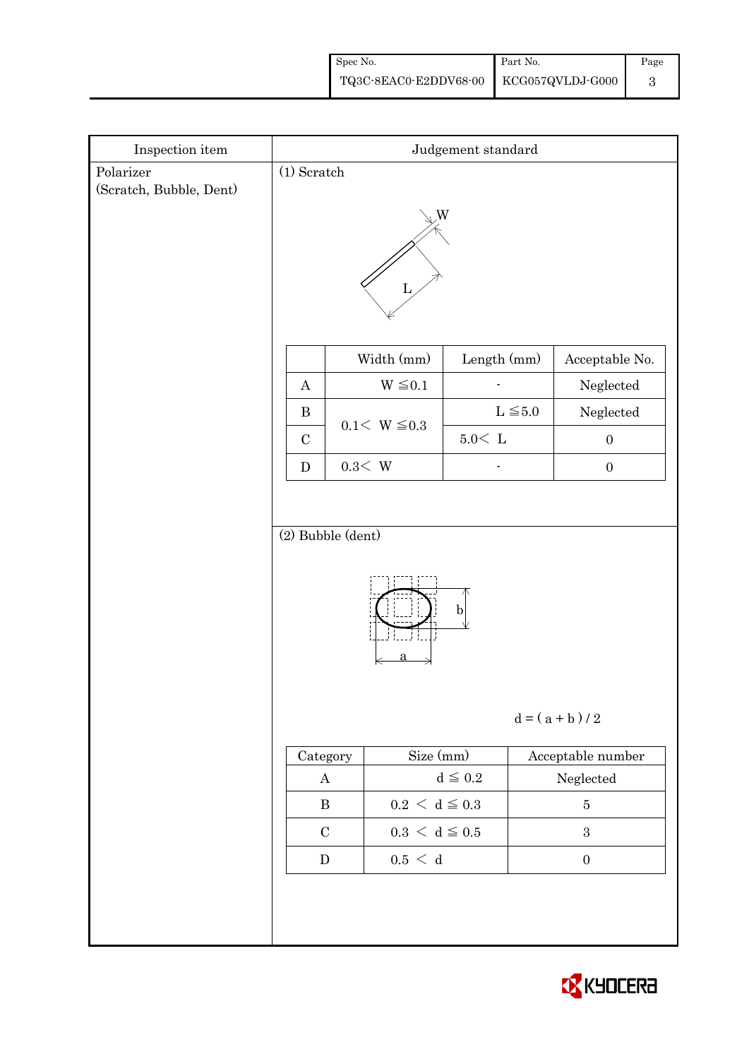| Inspection item | Judgement standard |
|---|---|
| Polarizer (Scratch, Bubble, Dent) | (1) Scratch |

W

L

| | Width (mm) | Length (mm) | Acceptable No. |
|---|---|---|---|
| A | W ≦0.1 | - | Neglected |
| B | 0.1< W ≦0.3 | L ≦5.0 | Neglected |
| C | | 5.0< L | 0 |
| D | 0.3< W | - | 0 |

(2) Bubble (dent)

b

a

$d = ( a + b ) / 2$

| Category | Size (mm) | Acceptable number |
|---|---|---|
| A | d ≦ 0.2 | Neglected |
| B | 0.2 < d ≦ 0.3 | 5 |
| C | 0.3 < d ≦ 0.5 | 3 |
| D | 0.5 < d | 0 |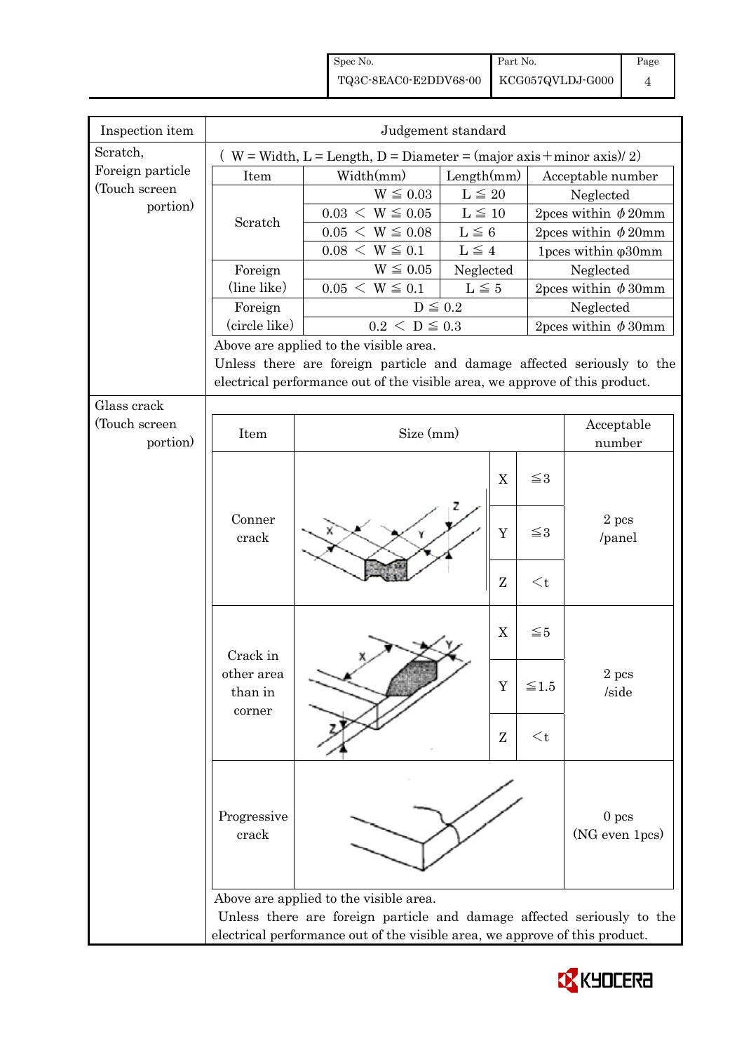| Inspection item | Judgement standard | | | |
|---|---|---|---|---|
| Scratch, Foreign particle (Touch screen portion) | ( W = Width, L = Length, D = Diameter = (major axis + minor axis)/ 2) | | | |
| | Item | Width(mm) | Length(mm) | Acceptable number |
| | Scratch | W ≦ 0.03 | L ≦ 20 | Neglected |
| | | 0.03 < W ≦ 0.05 | L ≦ 10 | 2pces within φ20mm |
| | | 0.05 < W ≦ 0.08 | L ≦ 6 | 2pces within φ20mm |
| | | 0.08 < W ≦ 0.1 | L ≦ 4 | 1pces within φ30mm |
| | Foreign (line like) | W ≦ 0.05 | Neglected | Neglected |
| | | 0.05 < W ≦ 0.1 | L ≦ 5 | 2pces within φ30mm |
| | Foreign (circle like) | D ≦ 0.2 | | Neglected |
| | | 0.2 < D ≦ 0.3 | | 2pces within φ30mm |
| | Above are applied to the visible area. Unless there are foreign particle and damage affected seriously to the electrical performance out of the visible area, we approve of this product. | | | |

| Inspection item | Item | Size (mm) | | Acceptable number |
|---|---|---|---|---|
| Glass crack (Touch screen portion) | Conner crack | X | ≦3 | 2 pcs /panel |
| | | Y | ≦3 | |
| | | Z | <t | |
| | Crack in other area than in corner | X | ≦5 | 2 pcs /side |
| | | Y | ≦1.5 | |
| | | Z | <t | |
| | Progressive crack | | | 0 pcs (NG even 1pcs) |

Above are applied to the visible area.
Unless there are foreign particle and damage affected seriously to the electrical performance out of the visible area, we approve of this product.